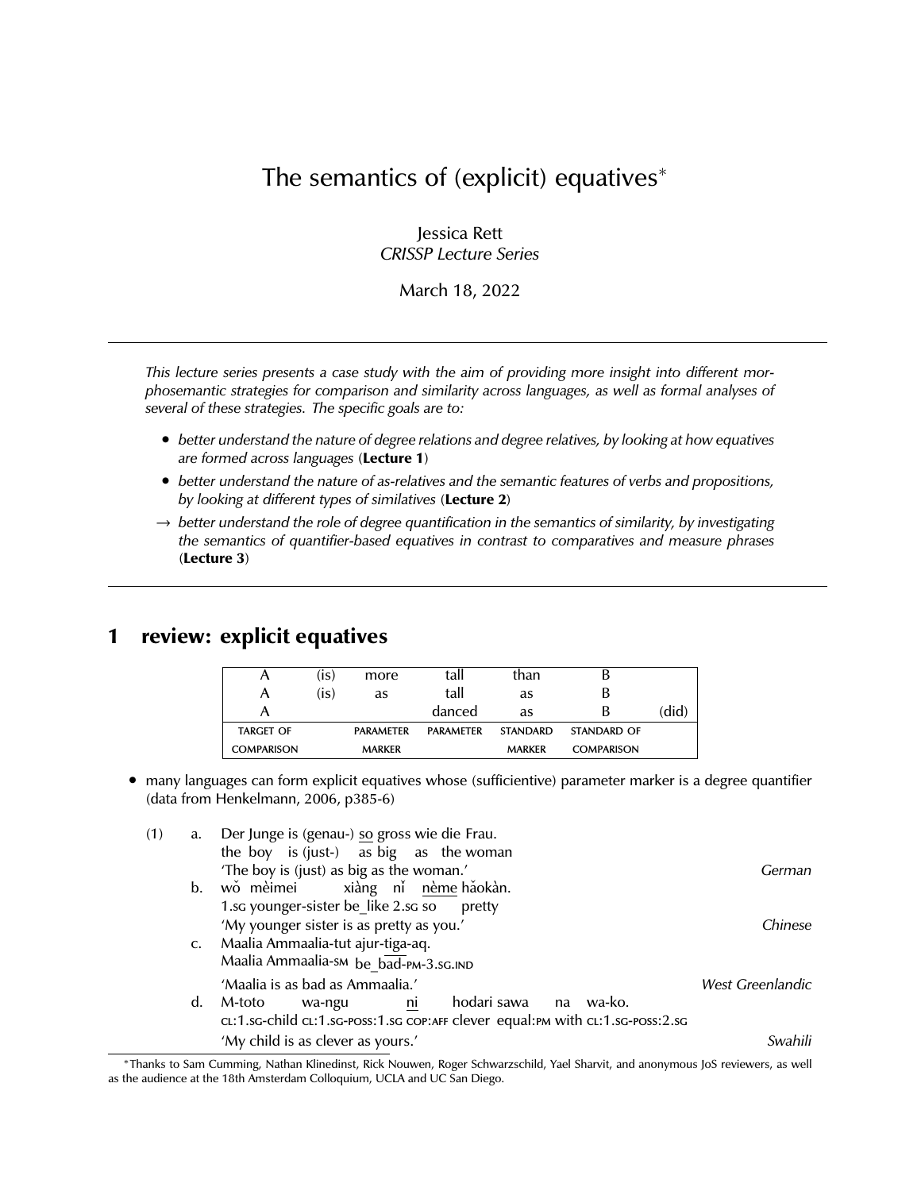# The semantics of (explicit) equatives*

Jessica Rett
*CRISSP Lecture Series*

March 18, 2022

---

*This lecture series presents a case study with the aim of providing more insight into different morphosemantic strategies for comparison and similarity across languages, as well as formal analyses of several of these strategies. The specific goals are to:*

- *better understand the nature of degree relations and degree relatives, by looking at how equatives are formed across languages* (**Lecture 1**)
- *better understand the nature of as-relatives and the semantic features of verbs and propositions, by looking at different types of similatives* (**Lecture 2**)

→ *better understand the role of degree quantification in the semantics of similarity, by investigating the semantics of quantifier-based equatives in contrast to comparatives and measure phrases* (**Lecture 3**)

---

## 1 review: explicit equatives

| A | (is) | more | tall | than | B | |
|---|---|---|---|---|---|---|
| A | (is) | as | tall | as | B | |
| A | | | danced | as | B | (did) |
| TARGET OF COMPARISON | | PARAMETER MARKER | PARAMETER | STANDARD MARKER | STANDARD OF COMPARISON | |

- many languages can form explicit equatives whose (sufficientive) parameter marker is a degree quantifier (data from Henkelmann, 2006, p385-6)

(1)
a. Der Junge is (genau-) <u>so</u> gross wie die Frau.
the boy is (just-) as big as the woman
'The boy is (just) as big as the woman.' *German*

b. wǒ mèimei xiàng nǐ <u>nème</u> hǎokàn.
1.SG younger-sister be_like 2.SG so pretty
'My younger sister is as pretty as you.' *Chinese*

c. Maalia Ammaalia-tut ajur-tiga-aq.
Maalia Ammaalia-SM be_bad-PM-3.SG.IND
'Maalia is as bad as Ammaalia.' *West Greenlandic*

d. M-toto wa-ngu <u>ni</u> hodari sawa na wa-ko.
CL:1.SG-child CL:1.SG-POSS:1.SG COP:AFF clever equal:PM with CL:1.SG-POSS:2.SG
'My child is as clever as yours.' *Swahili*

---

*Thanks to Sam Cumming, Nathan Klinedinst, Rick Nouwen, Roger Schwarzschild, Yael Sharvit, and anonymous JoS reviewers, as well as the audience at the 18th Amsterdam Colloquium, UCLA and UC San Diego.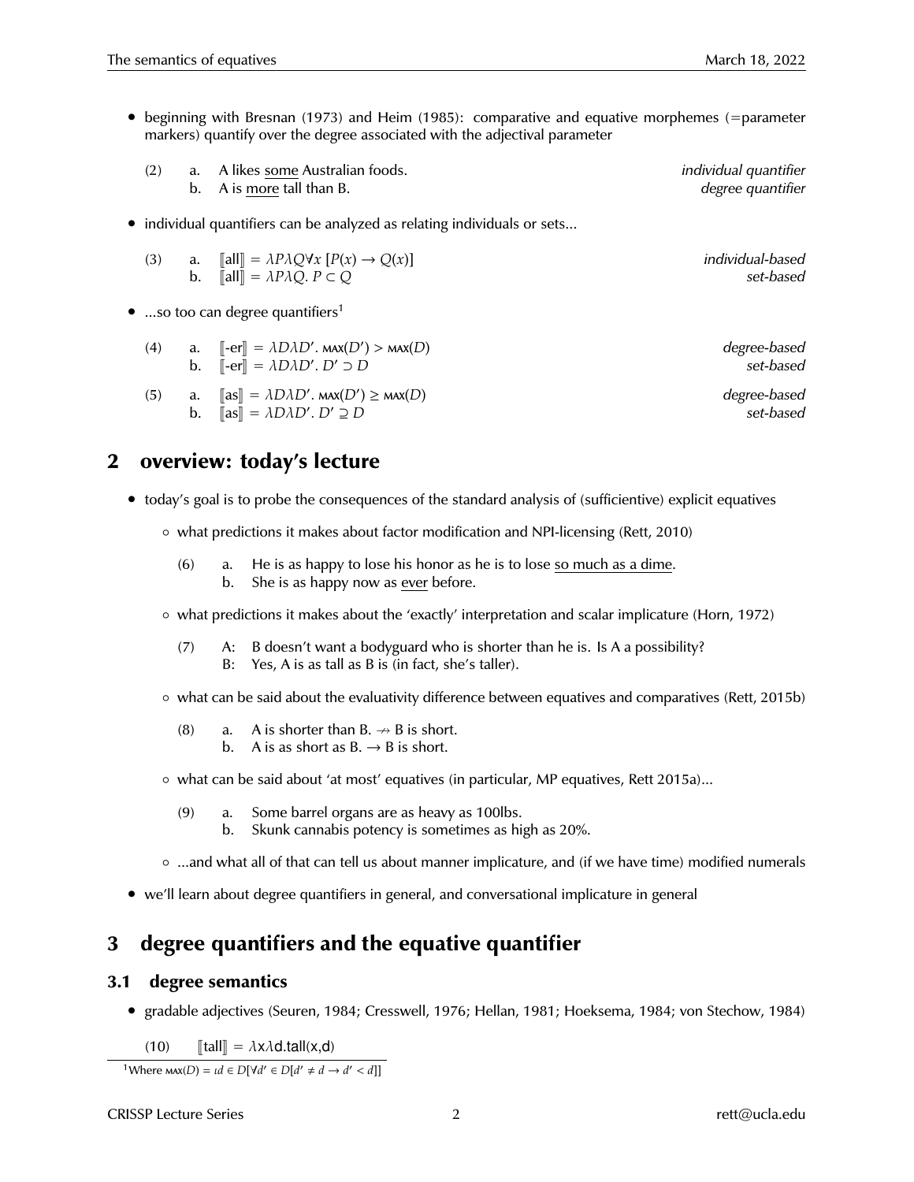- beginning with Bresnan (1973) and Heim (1985): comparative and equative morphemes (=parameter markers) quantify over the degree associated with the adjectival parameter

(2) a. A likes <u>some</u> Australian foods. *individual quantifier*
b. A is <u>more</u> tall than B. *degree quantifier*

- individual quantifiers can be analyzed as relating individuals or sets...

(3) a. $[\![\text{all}]\!] = \lambda P \lambda Q \forall x\, [P(x) \rightarrow Q(x)]$ *individual-based*
b. $[\![\text{all}]\!] = \lambda P \lambda Q.\, P \subset Q$ *set-based*

- ...so too can degree quantifiers[1]

(4) a. $[\![\text{-er}]\!] = \lambda D \lambda D'.\, \textsc{max}(D') > \textsc{max}(D)$ *degree-based*
b. $[\![\text{-er}]\!] = \lambda D \lambda D'.\, D' \supset D$ *set-based*

(5) a. $[\![\text{as}]\!] = \lambda D \lambda D'.\, \textsc{max}(D') \geq \textsc{max}(D)$ *degree-based*
b. $[\![\text{as}]\!] = \lambda D \lambda D'.\, D' \supseteq D$ *set-based*

## 2 overview: today's lecture

- today's goal is to probe the consequences of the standard analysis of (sufficientive) explicit equatives
  - what predictions it makes about factor modification and NPI-licensing (Rett, 2010)

    (6) a. He is as happy to lose his honor as he is to lose <u>so much as a dime</u>.
    b. She is as happy now as <u>ever</u> before.

  - what predictions it makes about the 'exactly' interpretation and scalar implicature (Horn, 1972)

    (7) A: B doesn't want a bodyguard who is shorter than he is. Is A a possibility?
    B: Yes, A is as tall as B is (in fact, she's taller).

  - what can be said about the evaluativity difference between equatives and comparatives (Rett, 2015b)

    (8) a. A is shorter than B. $\nrightarrow$ B is short.
    b. A is as short as B. $\rightarrow$ B is short.

  - what can be said about 'at most' equatives (in particular, MP equatives, Rett 2015a)...

    (9) a. Some barrel organs are as heavy as 100lbs.
    b. Skunk cannabis potency is sometimes as high as 20%.

  - ...and what all of that can tell us about manner implicature, and (if we have time) modified numerals

- we'll learn about degree quantifiers in general, and conversational implicature in general

## 3 degree quantifiers and the equative quantifier

### 3.1 degree semantics

- gradable adjectives (Seuren, 1984; Cresswell, 1976; Hellan, 1981; Hoeksema, 1984; von Stechow, 1984)

(10) $[\![\text{tall}]\!] = \lambda x \lambda d.\text{tall}(x,d)$

[1] Where $\textsc{max}(D) = \iota d \in D[\forall d' \in D[d' \neq d \rightarrow d' < d]]$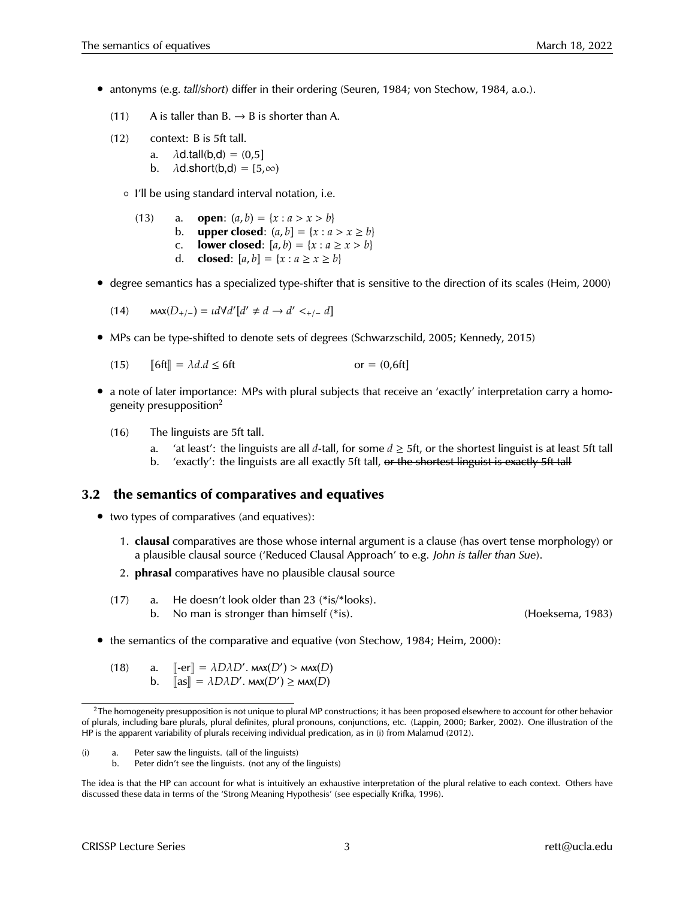- antonyms (e.g. *tall/short*) differ in their ordering (Seuren, 1984; von Stechow, 1984, a.o.).

  (11) A is taller than B. → B is shorter than A.

  (12) context: B is 5ft tall.
  - a. $\lambda$d.tall(b,d) = (0,5]
  - b. $\lambda$d.short(b,d) = [5,∞)

  - I'll be using standard interval notation, i.e.

    (13)
    - a. **open**: $(a, b) = \{x : a > x > b\}$
    - b. **upper closed**: $(a, b] = \{x : a > x \geq b\}$
    - c. **lower closed**: $[a, b) = \{x : a \geq x > b\}$
    - d. **closed**: $[a, b] = \{x : a \geq x \geq b\}$

- degree semantics has a specialized type-shifter that is sensitive to the direction of its scales (Heim, 2000)

  (14) $\text{MAX}(D_{+/-}) = \iota d \forall d' [d' \neq d \rightarrow d' <_{+/-} d]$

- MPs can be type-shifted to denote sets of degrees (Schwarzschild, 2005; Kennedy, 2015)

  (15) $[\![\text{6ft}]\!] = \lambda d.d \leq \text{6ft}$ or = (0,6ft]

- a note of later importance: MPs with plural subjects that receive an 'exactly' interpretation carry a homogeneity presupposition[2]

  (16) The linguists are 5ft tall.
  - a. 'at least': the linguists are all $d$-tall, for some $d \geq$ 5ft, or the shortest linguist is at least 5ft tall
  - b. 'exactly': the linguists are all exactly 5ft tall, ~~or the shortest linguist is exactly 5ft tall~~

## 3.2 the semantics of comparatives and equatives

- two types of comparatives (and equatives):
  1. **clausal** comparatives are those whose internal argument is a clause (has overt tense morphology) or a plausible clausal source ('Reduced Clausal Approach' to e.g. *John is taller than Sue*).
  2. **phrasal** comparatives have no plausible clausal source

  (17)
  - a. He doesn't look older than 23 (*is/*looks).
  - b. No man is stronger than himself (*is). (Hoeksema, 1983)

- the semantics of the comparative and equative (von Stechow, 1984; Heim, 2000):

  (18)
  - a. $[\![\text{-er}]\!] = \lambda D \lambda D'. \text{MAX}(D') > \text{MAX}(D)$
  - b. $[\![\text{as}]\!] = \lambda D \lambda D'. \text{MAX}(D') \geq \text{MAX}(D)$

---

[2] The homogeneity presupposition is not unique to plural MP constructions; it has been proposed elsewhere to account for other behavior of plurals, including bare plurals, plural definites, plural pronouns, conjunctions, etc. (Lappin, 2000; Barker, 2002). One illustration of the HP is the apparent variability of plurals receiving individual predication, as in (i) from Malamud (2012).

(i)
- a. Peter saw the linguists. (all of the linguists)
- b. Peter didn't see the linguists. (not any of the linguists)

The idea is that the HP can account for what is intuitively an exhaustive interpretation of the plural relative to each context. Others have discussed these data in terms of the 'Strong Meaning Hypothesis' (see especially Krifka, 1996).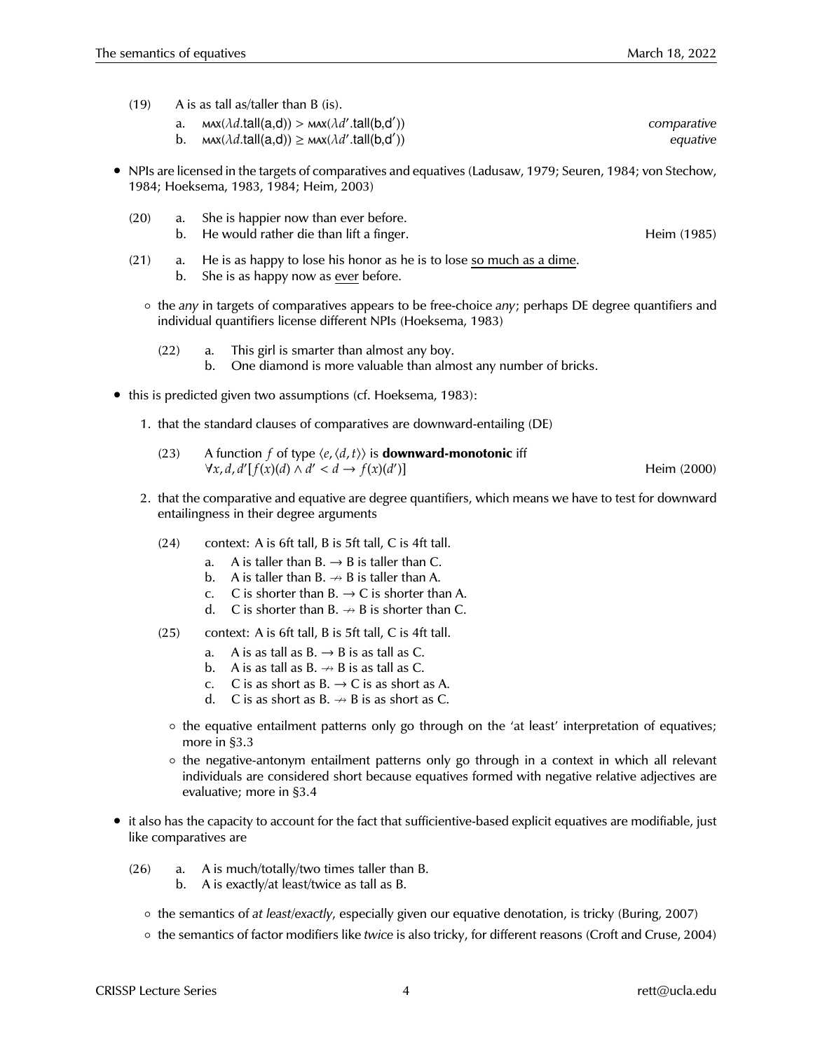(19) A is as tall as/taller than B (is).

a. $\text{MAX}(\lambda d.\text{tall}(a,d)) > \text{MAX}(\lambda d'.\text{tall}(b,d'))$ *comparative*

b. $\text{MAX}(\lambda d.\text{tall}(a,d)) \geq \text{MAX}(\lambda d'.\text{tall}(b,d'))$ *equative*

- NPIs are licensed in the targets of comparatives and equatives (Ladusaw, 1979; Seuren, 1984; von Stechow, 1984; Hoeksema, 1983, 1984; Heim, 2003)

(20) a. She is happier now than ever before.
b. He would rather die than lift a finger. Heim (1985)

(21) a. He is as happy to lose his honor as he is to lose <u>so much as a dime</u>.
b. She is as happy now as <u>ever</u> before.

  - the *any* in targets of comparatives appears to be free-choice *any*; perhaps DE degree quantifiers and individual quantifiers license different NPIs (Hoeksema, 1983)

(22) a. This girl is smarter than almost any boy.
b. One diamond is more valuable than almost any number of bricks.

- this is predicted given two assumptions (cf. Hoeksema, 1983):

1. that the standard clauses of comparatives are downward-entailing (DE)

(23) A function $f$ of type $\langle e, \langle d, t \rangle \rangle$ is **downward-monotonic** iff
$\forall x, d, d' [f(x)(d) \wedge d' < d \rightarrow f(x)(d')]$ Heim (2000)

2. that the comparative and equative are degree quantifiers, which means we have to test for downward entailingness in their degree arguments

(24) context: A is 6ft tall, B is 5ft tall, C is 4ft tall.

a. A is taller than B. $\rightarrow$ B is taller than C.
b. A is taller than B. $\nrightarrow$ B is taller than A.
c. C is shorter than B. $\rightarrow$ C is shorter than A.
d. C is shorter than B. $\nrightarrow$ B is shorter than C.

(25) context: A is 6ft tall, B is 5ft tall, C is 4ft tall.

a. A is as tall as B. $\rightarrow$ B is as tall as C.
b. A is as tall as B. $\nrightarrow$ B is as tall as C.
c. C is as short as B. $\rightarrow$ C is as short as A.
d. C is as short as B. $\nrightarrow$ B is as short as C.

  - the equative entailment patterns only go through on the 'at least' interpretation of equatives; more in §3.3
  - the negative-antonym entailment patterns only go through in a context in which all relevant individuals are considered short because equatives formed with negative relative adjectives are evaluative; more in §3.4

- it also has the capacity to account for the fact that sufficientive-based explicit equatives are modifiable, just like comparatives are

(26) a. A is much/totally/two times taller than B.
b. A is exactly/at least/twice as tall as B.

  - the semantics of *at least*/*exactly*, especially given our equative denotation, is tricky (Buring, 2007)
  - the semantics of factor modifiers like *twice* is also tricky, for different reasons (Croft and Cruse, 2004)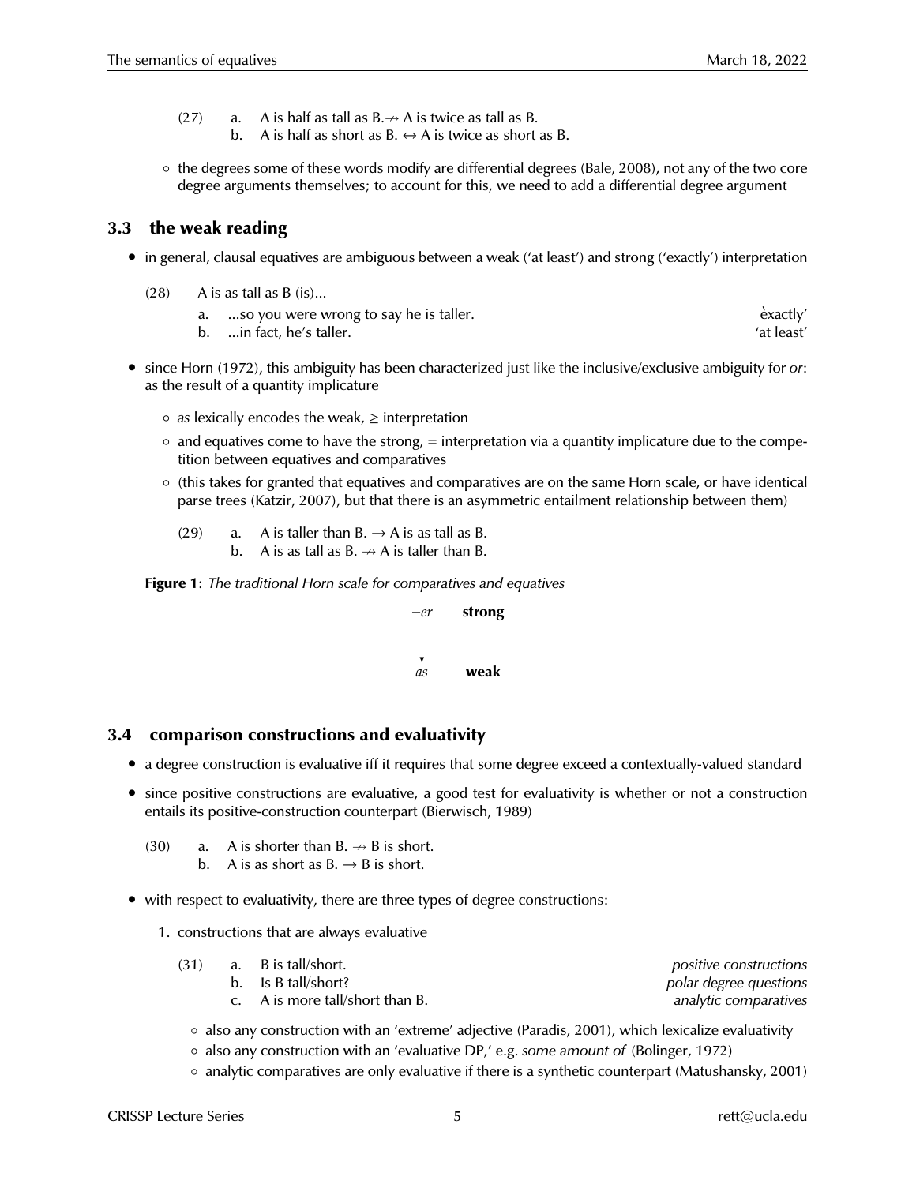(27) a. A is half as tall as B. $\nleftrightarrow$ A is twice as tall as B.
 b. A is half as short as B. $\leftrightarrow$ A is twice as short as B.

◦ the degrees some of these words modify are differential degrees (Bale, 2008), not any of the two core degree arguments themselves; to account for this, we need to add a differential degree argument

## 3.3 the weak reading

- in general, clausal equatives are ambiguous between a weak ('at least') and strong ('exactly') interpretation

(28) A is as tall as B (is)...
 a. ...so you were wrong to say he is taller. 'exactly'
 b. ...in fact, he's taller. 'at least'

- since Horn (1972), this ambiguity has been characterized just like the inclusive/exclusive ambiguity for *or*: as the result of a quantity implicature
  - ◦ *as* lexically encodes the weak, ≥ interpretation
  - ◦ and equatives come to have the strong, = interpretation via a quantity implicature due to the competition between equatives and comparatives
  - ◦ (this takes for granted that equatives and comparatives are on the same Horn scale, or have identical parse trees (Katzir, 2007), but that there is an asymmetric entailment relationship between them)

(29) a. A is taller than B. $\rightarrow$ A is as tall as B.
 b. A is as tall as B. $\nrightarrow$ A is taller than B.

**Figure 1**: *The traditional Horn scale for comparatives and equatives*

| | |
|---|---|
| *−er* | **strong** |
| ↓ | |
| *as* | **weak** |

## 3.4 comparison constructions and evaluativity

- a degree construction is evaluative iff it requires that some degree exceed a contextually-valued standard
- since positive constructions are evaluative, a good test for evaluativity is whether or not a construction entails its positive-construction counterpart (Bierwisch, 1989)

(30) a. A is shorter than B. $\nrightarrow$ B is short.
 b. A is as short as B. $\rightarrow$ B is short.

- with respect to evaluativity, there are three types of degree constructions:

1. constructions that are always evaluative

(31) a. B is tall/short. *positive constructions*
 b. Is B tall/short? *polar degree questions*
 c. A is more tall/short than B. *analytic comparatives*

 ◦ also any construction with an 'extreme' adjective (Paradis, 2001), which lexicalize evaluativity
 ◦ also any construction with an 'evaluative DP,' e.g. *some amount of* (Bolinger, 1972)
 ◦ analytic comparatives are only evaluative if there is a synthetic counterpart (Matushansky, 2001)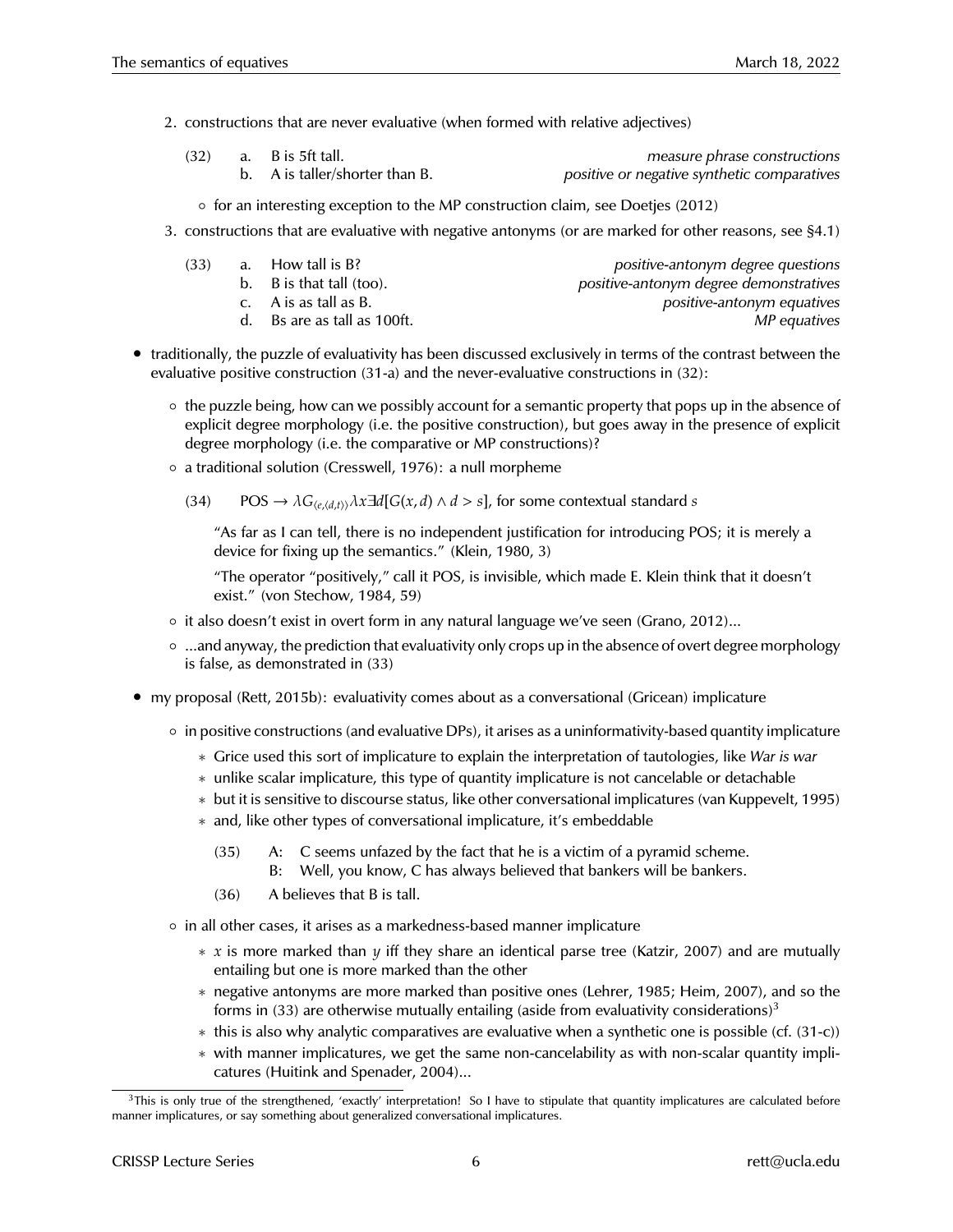2. constructions that are never evaluative (when formed with relative adjectives)

(32) a. B is 5ft tall. *measure phrase constructions*
b. A is taller/shorter than B. *positive or negative synthetic comparatives*

- ◦ for an interesting exception to the MP construction claim, see Doetjes (2012)

3. constructions that are evaluative with negative antonyms (or are marked for other reasons, see §4.1)

(33) a. How tall is B? *positive-antonym degree questions*
b. B is that tall (too). *positive-antonym degree demonstratives*
c. A is as tall as B. *positive-antonym equatives*
d. Bs are as tall as 100ft. *MP equatives*

- traditionally, the puzzle of evaluativity has been discussed exclusively in terms of the contrast between the evaluative positive construction (31-a) and the never-evaluative constructions in (32):
  - ◦ the puzzle being, how can we possibly account for a semantic property that pops up in the absence of explicit degree morphology (i.e. the positive construction), but goes away in the presence of explicit degree morphology (i.e. the comparative or MP constructions)?
  - ◦ a traditional solution (Cresswell, 1976): a null morpheme

    (34) POS $\rightarrow \lambda G_{\langle e,\langle d,t\rangle\rangle}\lambda x \exists d[G(x,d) \wedge d > s]$, for some contextual standard $s$

    "As far as I can tell, there is no independent justification for introducing POS; it is merely a device for fixing up the semantics." (Klein, 1980, 3)

    "The operator "positively," call it POS, is invisible, which made E. Klein think that it doesn't exist." (von Stechow, 1984, 59)

  - ◦ it also doesn't exist in overt form in any natural language we've seen (Grano, 2012)...
  - ◦ ...and anyway, the prediction that evaluativity only crops up in the absence of overt degree morphology is false, as demonstrated in (33)

- my proposal (Rett, 2015b): evaluativity comes about as a conversational (Gricean) implicature
  - ◦ in positive constructions (and evaluative DPs), it arises as a uninformativity-based quantity implicature
    - ∗ Grice used this sort of implicature to explain the interpretation of tautologies, like *War is war*
    - ∗ unlike scalar implicature, this type of quantity implicature is not cancelable or detachable
    - ∗ but it is sensitive to discourse status, like other conversational implicatures (van Kuppevelt, 1995)
    - ∗ and, like other types of conversational implicature, it's embeddable

      (35) A: C seems unfazed by the fact that he is a victim of a pyramid scheme.
      B: Well, you know, C has always believed that bankers will be bankers.

      (36) A believes that B is tall.

  - ◦ in all other cases, it arises as a markedness-based manner implicature
    - ∗ $x$ is more marked than $y$ iff they share an identical parse tree (Katzir, 2007) and are mutually entailing but one is more marked than the other
    - ∗ negative antonyms are more marked than positive ones (Lehrer, 1985; Heim, 2007), and so the forms in (33) are otherwise mutually entailing (aside from evaluativity considerations)[3]
    - ∗ this is also why analytic comparatives are evaluative when a synthetic one is possible (cf. (31-c))
    - ∗ with manner implicatures, we get the same non-cancelability as with non-scalar quantity implicatures (Huitink and Spenader, 2004)...

[3]This is only true of the strengthened, 'exactly' interpretation! So I have to stipulate that quantity implicatures are calculated before manner implicatures, or say something about generalized conversational implicatures.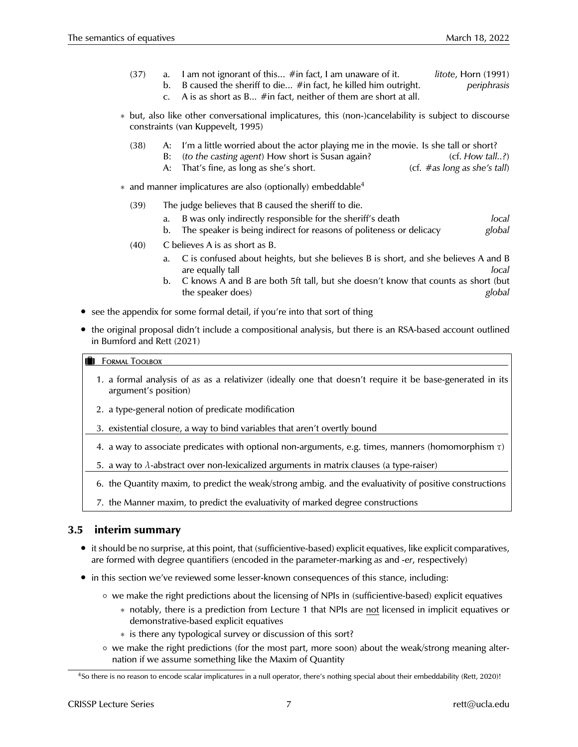(37) a. I am not ignorant of this... #in fact, I am unaware of it. *litote*, Horn (1991)
b. B caused the sheriff to die... #in fact, he killed him outright. *periphrasis*
c. A is as short as B... #in fact, neither of them are short at all.

- ∗ but, also like other conversational implicatures, this (non-)cancelability is subject to discourse constraints (van Kuppevelt, 1995)

(38) A: I'm a little worried about the actor playing me in the movie. Is she tall or short?
B: (*to the casting agent*) How short is Susan again? (cf. *How tall..?*)
A: That's fine, as long as she's short. (cf. *#as long as she's tall*)

- ∗ and manner implicatures are also (optionally) embeddable[4]

(39) The judge believes that B caused the sheriff to die.
a. B was only indirectly responsible for the sheriff's death *local*
b. The speaker is being indirect for reasons of politeness or delicacy *global*

(40) C believes A is as short as B.
a. C is confused about heights, but she believes B is short, and she believes A and B are equally tall *local*
b. C knows A and B are both 5ft tall, but she doesn't know that counts as short (but the speaker does) *global*

- see the appendix for some formal detail, if you're into that sort of thing
- the original proposal didn't include a compositional analysis, but there is an RSA-based account outlined in Bumford and Rett (2021)

**Formal Toolbox**

1. a formal analysis of *as* as a relativizer (ideally one that doesn't require it be base-generated in its argument's position)
2. a type-general notion of predicate modification
3. existential closure, a way to bind variables that aren't overtly bound
4. a way to associate predicates with optional non-arguments, e.g. times, manners (homomorphism $\tau$)
5. a way to $\lambda$-abstract over non-lexicalized arguments in matrix clauses (a type-raiser)
6. the Quantity maxim, to predict the weak/strong ambig. and the evaluativity of positive constructions
7. the Manner maxim, to predict the evaluativity of marked degree constructions

## 3.5 interim summary

- it should be no surprise, at this point, that (sufficientive-based) explicit equatives, like explicit comparatives, are formed with degree quantifiers (encoded in the parameter-marking *as* and *-er*, respectively)
- in this section we've reviewed some lesser-known consequences of this stance, including:
  - we make the right predictions about the licensing of NPIs in (sufficientive-based) explicit equatives
    - ∗ notably, there is a prediction from Lecture 1 that NPIs are not licensed in implicit equatives or demonstrative-based explicit equatives
    - ∗ is there any typological survey or discussion of this sort?
  - we make the right predictions (for the most part, more soon) about the weak/strong meaning alternation if we assume something like the Maxim of Quantity

[4] So there is no reason to encode scalar implicatures in a null operator, there's nothing special about their embeddability (Rett, 2020)!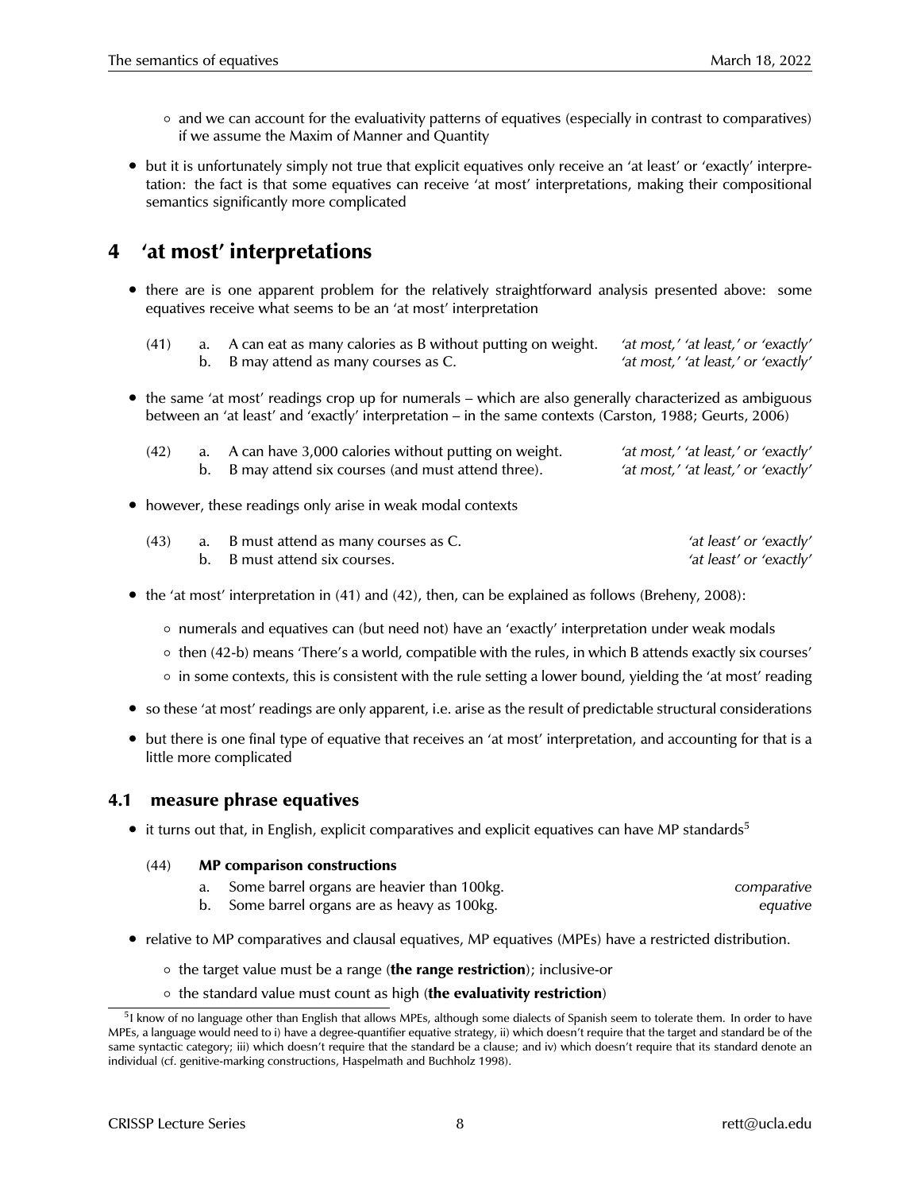- and we can account for the evaluativity patterns of equatives (especially in contrast to comparatives) if we assume the Maxim of Manner and Quantity

- but it is unfortunately simply not true that explicit equatives only receive an 'at least' or 'exactly' interpretation: the fact is that some equatives can receive 'at most' interpretations, making their compositional semantics significantly more complicated

# 4 'at most' interpretations

- there are is one apparent problem for the relatively straightforward analysis presented above: some equatives receive what seems to be an 'at most' interpretation

(41) a. A can eat as many calories as B without putting on weight. *'at most,' 'at least,' or 'exactly'*
b. B may attend as many courses as C. *'at most,' 'at least,' or 'exactly'*

- the same 'at most' readings crop up for numerals – which are also generally characterized as ambiguous between an 'at least' and 'exactly' interpretation – in the same contexts (Carston, 1988; Geurts, 2006)

(42) a. A can have 3,000 calories without putting on weight. *'at most,' 'at least,' or 'exactly'*
b. B may attend six courses (and must attend three). *'at most,' 'at least,' or 'exactly'*

- however, these readings only arise in weak modal contexts

(43) a. B must attend as many courses as C. *'at least' or 'exactly'*
b. B must attend six courses. *'at least' or 'exactly'*

- the 'at most' interpretation in (41) and (42), then, can be explained as follows (Breheny, 2008):
  - numerals and equatives can (but need not) have an 'exactly' interpretation under weak modals
  - then (42-b) means 'There's a world, compatible with the rules, in which B attends exactly six courses'
  - in some contexts, this is consistent with the rule setting a lower bound, yielding the 'at most' reading

- so these 'at most' readings are only apparent, i.e. arise as the result of predictable structural considerations

- but there is one final type of equative that receives an 'at most' interpretation, and accounting for that is a little more complicated

## 4.1 measure phrase equatives

- it turns out that, in English, explicit comparatives and explicit equatives can have MP standards[5]

(44) **MP comparison constructions**
a. Some barrel organs are heavier than 100kg. *comparative*
b. Some barrel organs are as heavy as 100kg. *equative*

- relative to MP comparatives and clausal equatives, MP equatives (MPEs) have a restricted distribution.
  - the target value must be a range (**the range restriction**); inclusive-or
  - the standard value must count as high (**the evaluativity restriction**)

[5] I know of no language other than English that allows MPEs, although some dialects of Spanish seem to tolerate them. In order to have MPEs, a language would need to i) have a degree-quantifier equative strategy, ii) which doesn't require that the target and standard be of the same syntactic category; iii) which doesn't require that the standard be a clause; and iv) which doesn't require that its standard denote an individual (cf. genitive-marking constructions, Haspelmath and Buchholz 1998).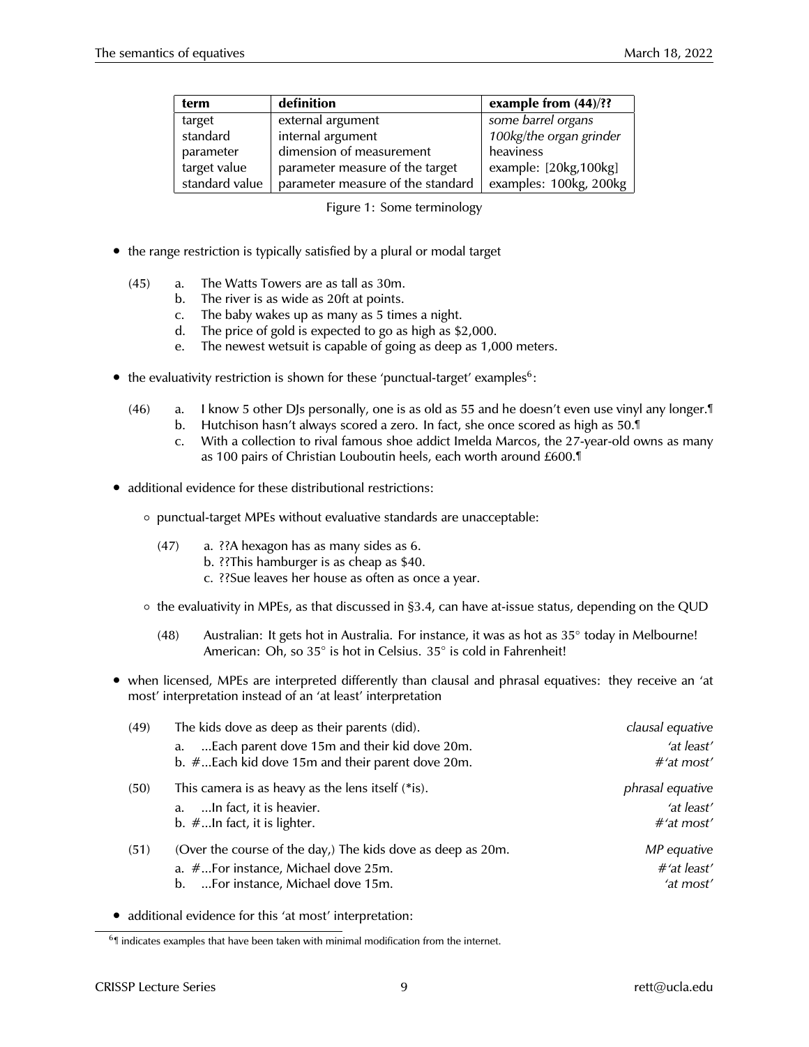| term | definition | example from (44)/?? |
|---|---|---|
| target | external argument | *some barrel organs* |
| standard | internal argument | *100kg/the organ grinder* |
| parameter | dimension of measurement | heaviness |
| target value | parameter measure of the target | example: [20kg,100kg] |
| standard value | parameter measure of the standard | examples: 100kg, 200kg |

Figure 1: Some terminology

- the range restriction is typically satisfied by a plural or modal target

(45) a. The Watts Towers are as tall as 30m.
b. The river is as wide as 20ft at points.
c. The baby wakes up as many as 5 times a night.
d. The price of gold is expected to go as high as $2,000.
e. The newest wetsuit is capable of going as deep as 1,000 meters.

- the evaluativity restriction is shown for these 'punctual-target' examples[6]:

(46) a. I know 5 other DJs personally, one is as old as 55 and he doesn't even use vinyl any longer.¶
b. Hutchison hasn't always scored a zero. In fact, she once scored as high as 50.¶
c. With a collection to rival famous shoe addict Imelda Marcos, the 27-year-old owns as many as 100 pairs of Christian Louboutin heels, each worth around £600.¶

- additional evidence for these distributional restrictions:
  - punctual-target MPEs without evaluative standards are unacceptable:

    (47) a. ??A hexagon has as many sides as 6.
    b. ??This hamburger is as cheap as $40.
    c. ??Sue leaves her house as often as once a year.

  - the evaluativity in MPEs, as that discussed in §3.4, can have at-issue status, depending on the QUD

    (48) Australian: It gets hot in Australia. For instance, it was as hot as 35° today in Melbourne!
    American: Oh, so 35° is hot in Celsius. 35° is cold in Fahrenheit!

- when licensed, MPEs are interpreted differently than clausal and phrasal equatives: they receive an 'at most' interpretation instead of an 'at least' interpretation

(49) The kids dove as deep as their parents (did). *clausal equative*
a. ...Each parent dove 15m and their kid dove 20m. *'at least'*
b. #...Each kid dove 15m and their parent dove 20m. *#'at most'*

(50) This camera is as heavy as the lens itself (*is). *phrasal equative*
a. ...In fact, it is heavier. *'at least'*
b. #...In fact, it is lighter. *#'at most'*

(51) (Over the course of the day,) The kids dove as deep as 20m. *MP equative*
a. #...For instance, Michael dove 25m. *#'at least'*
b. ...For instance, Michael dove 15m. *'at most'*

- additional evidence for this 'at most' interpretation:

[6] ¶ indicates examples that have been taken with minimal modification from the internet.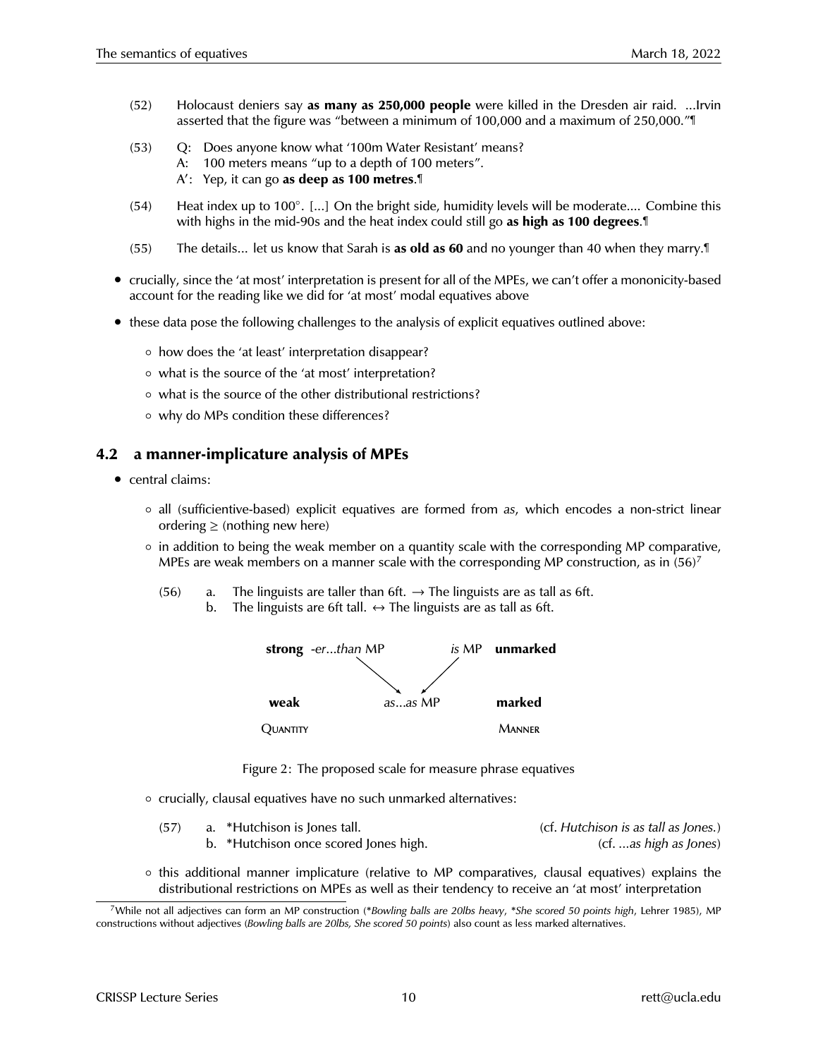(52) Holocaust deniers say **as many as 250,000 people** were killed in the Dresden air raid. ...Irvin asserted that the figure was "between a minimum of 100,000 and a maximum of 250,000."¶

(53) Q: Does anyone know what '100m Water Resistant' means?
A: 100 meters means "up to a depth of 100 meters".
A′: Yep, it can go **as deep as 100 metres**.¶

(54) Heat index up to 100°. [...] On the bright side, humidity levels will be moderate.... Combine this with highs in the mid-90s and the heat index could still go **as high as 100 degrees**.¶

(55) The details... let us know that Sarah is **as old as 60** and no younger than 40 when they marry.¶

- crucially, since the 'at most' interpretation is present for all of the MPEs, we can't offer a mononicity-based account for the reading like we did for 'at most' modal equatives above
- these data pose the following challenges to the analysis of explicit equatives outlined above:
  - how does the 'at least' interpretation disappear?
  - what is the source of the 'at most' interpretation?
  - what is the source of the other distributional restrictions?
  - why do MPs condition these differences?

## 4.2 a manner-implicature analysis of MPEs

- central claims:
  - all (sufficientive-based) explicit equatives are formed from *as*, which encodes a non-strict linear ordering ≥ (nothing new here)
  - in addition to being the weak member on a quantity scale with the corresponding MP comparative, MPEs are weak members on a manner scale with the corresponding MP construction, as in (56)[7]

(56) a. The linguists are taller than 6ft. → The linguists are as tall as 6ft.
b. The linguists are 6ft tall. ↔ The linguists are as tall as 6ft.

**strong** -*er*...*than* MP → *as*...*as* MP ← *is* MP **unmarked**

**weak** *as*...*as* MP **marked**

QUANTITY MANNER

Figure 2: The proposed scale for measure phrase equatives

  - crucially, clausal equatives have no such unmarked alternatives:

(57) a. *Hutchison is Jones tall. (cf. *Hutchison is as tall as Jones.*)
b. *Hutchison once scored Jones high. (cf. *...as high as Jones*)

  - this additional manner implicature (relative to MP comparatives, clausal equatives) explains the distributional restrictions on MPEs as well as their tendency to receive an 'at most' interpretation

[7] While not all adjectives can form an MP construction (**Bowling balls are 20lbs heavy*, **She scored 50 points high*, Lehrer 1985), MP constructions without adjectives (*Bowling balls are 20lbs, She scored 50 points*) also count as less marked alternatives.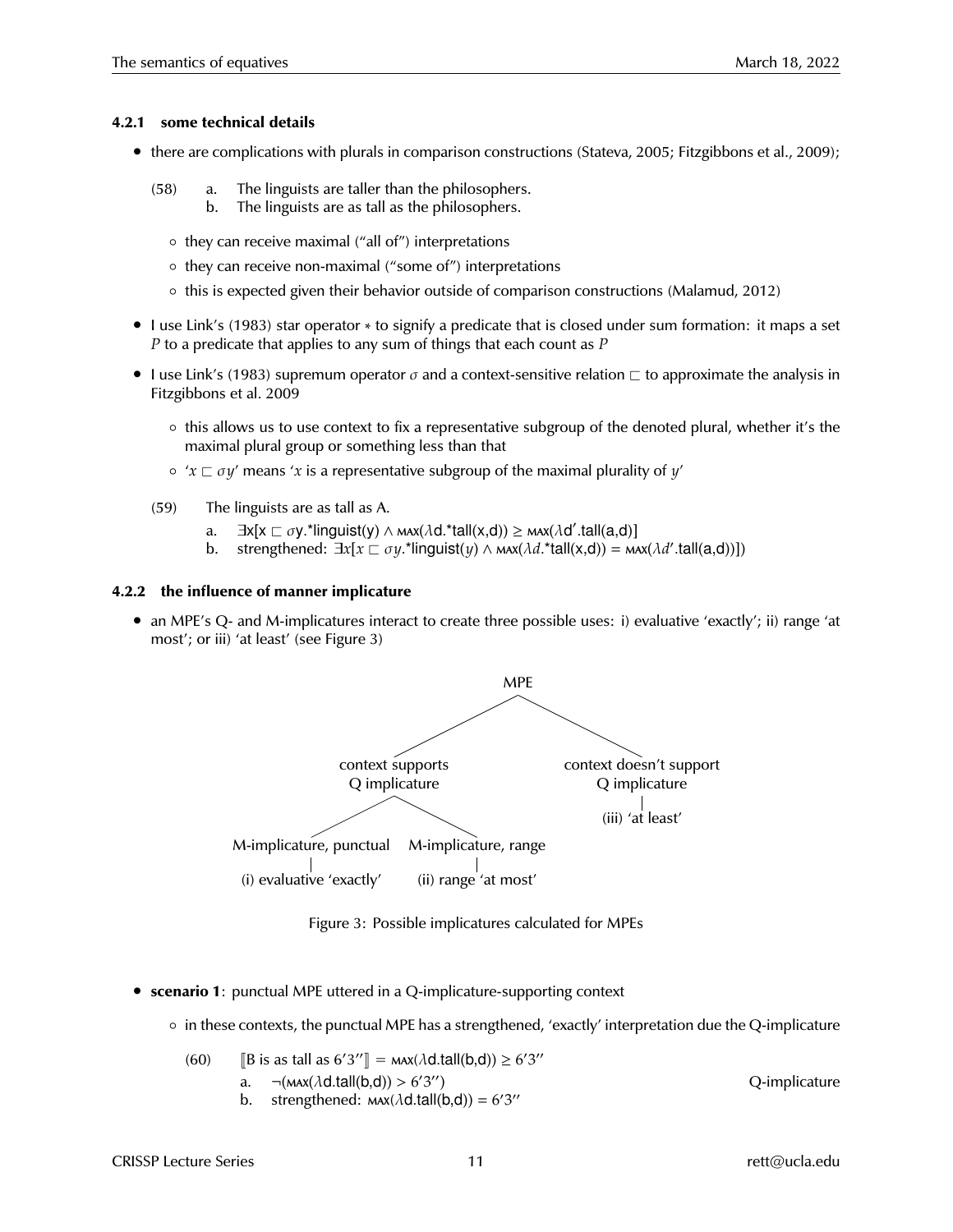### 4.2.1 some technical details

- there are complications with plurals in comparison constructions (Stateva, 2005; Fitzgibbons et al., 2009);

  (58) a. The linguists are taller than the philosophers.
  b. The linguists are as tall as the philosophers.

  - they can receive maximal ("all of") interpretations
  - they can receive non-maximal ("some of") interpretations
  - this is expected given their behavior outside of comparison constructions (Malamud, 2012)

- I use Link's (1983) star operator $*$ to signify a predicate that is closed under sum formation: it maps a set $P$ to a predicate that applies to any sum of things that each count as $P$

- I use Link's (1983) supremum operator $\sigma$ and a context-sensitive relation $\sqsubset$ to approximate the analysis in Fitzgibbons et al. 2009

  - this allows us to use context to fix a representative subgroup of the denoted plural, whether it's the maximal plural group or something less than that
  - '$x \sqsubset \sigma y$' means '$x$ is a representative subgroup of the maximal plurality of $y$'

  (59) The linguists are as tall as A.

  a. $\exists x[x \sqsubset \sigma y.{}^*\text{linguist}(y) \wedge \text{MAX}(\lambda d.{}^*\text{tall}(x,d)) \geq \text{MAX}(\lambda d'.\text{tall}(a,d)]$
  b. strengthened: $\exists x[x \sqsubset \sigma y.{}^*\text{linguist}(y) \wedge \text{MAX}(\lambda d.{}^*\text{tall}(x,d)) = \text{MAX}(\lambda d'.\text{tall}(a,d))])$

### 4.2.2 the influence of manner implicature

- an MPE's Q- and M-implicatures interact to create three possible uses: i) evaluative 'exactly'; ii) range 'at most'; or iii) 'at least' (see Figure 3)

```
                                MPE
                 /                              \
        context supports                 context doesn't support
         Q implicature                        Q implicature
        /              \                           |
M-implicature, punctual  M-implicature, range   (iii) 'at least'
        |                        |
(i) evaluative 'exactly'  (ii) range 'at most'
```

Figure 3: Possible implicatures calculated for MPEs

- **scenario 1**: punctual MPE uttered in a Q-implicature-supporting context

  - in these contexts, the punctual MPE has a strengthened, 'exactly' interpretation due the Q-implicature

  (60) $[\![\text{B is as tall as } 6'3'']\!] = \text{MAX}(\lambda d.\text{tall}(b,d)) \geq 6'3''$

  a. $\neg(\text{MAX}(\lambda d.\text{tall}(b,d)) > 6'3'')$ Q-implicature
  b. strengthened: $\text{MAX}(\lambda d.\text{tall}(b,d)) = 6'3''$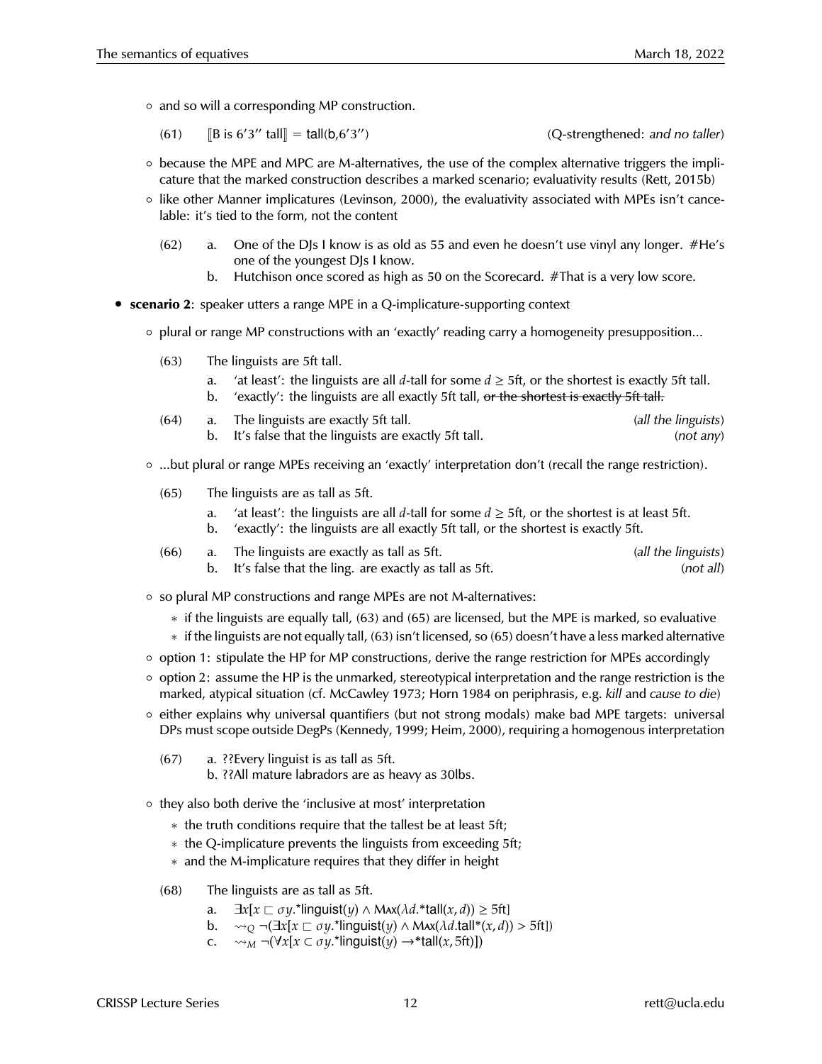- and so will a corresponding MP construction.

  (61) ⟦B is 6′3″ tall⟧ = tall(b,6′3″) (Q-strengthened: *and no taller*)

- because the MPE and MPC are M-alternatives, the use of the complex alternative triggers the implicature that the marked construction describes a marked scenario; evaluativity results (Rett, 2015b)
- like other Manner implicatures (Levinson, 2000), the evaluativity associated with MPEs isn't cancelable: it's tied to the form, not the content

  (62) a. One of the DJs I know is as old as 55 and even he doesn't use vinyl any longer. #He's one of the youngest DJs I know.
       b. Hutchison once scored as high as 50 on the Scorecard. #That is a very low score.

- **scenario 2**: speaker utters a range MPE in a Q-implicature-supporting context
  - plural or range MP constructions with an 'exactly' reading carry a homogeneity presupposition...

    (63) The linguists are 5ft tall.
         a. 'at least': the linguists are all $d$-tall for some $d \geq$ 5ft, or the shortest is exactly 5ft tall.
         b. 'exactly': the linguists are all exactly 5ft tall, ~~or the shortest is exactly 5ft tall.~~

    (64) a. The linguists are exactly 5ft tall. (*all the linguists*)
         b. It's false that the linguists are exactly 5ft tall. (*not any*)

  - ...but plural or range MPEs receiving an 'exactly' interpretation don't (recall the range restriction).

    (65) The linguists are as tall as 5ft.
         a. 'at least': the linguists are all $d$-tall for some $d \geq$ 5ft, or the shortest is at least 5ft.
         b. 'exactly': the linguists are all exactly 5ft tall, or the shortest is exactly 5ft.

    (66) a. The linguists are exactly as tall as 5ft. (*all the linguists*)
         b. It's false that the ling. are exactly as tall as 5ft. (*not all*)

  - so plural MP constructions and range MPEs are not M-alternatives:
    - if the linguists are equally tall, (63) and (65) are licensed, but the MPE is marked, so evaluative
    - if the linguists are not equally tall, (63) isn't licensed, so (65) doesn't have a less marked alternative
  - option 1: stipulate the HP for MP constructions, derive the range restriction for MPEs accordingly
  - option 2: assume the HP is the unmarked, stereotypical interpretation and the range restriction is the marked, atypical situation (cf. McCawley 1973; Horn 1984 on periphrasis, e.g. *kill* and *cause to die*)
  - either explains why universal quantifiers (but not strong modals) make bad MPE targets: universal DPs must scope outside DegPs (Kennedy, 1999; Heim, 2000), requiring a homogenous interpretation

    (67) a. ??Every linguist is as tall as 5ft.
         b. ??All mature labradors are as heavy as 30lbs.

  - they also both derive the 'inclusive at most' interpretation
    - the truth conditions require that the tallest be at least 5ft;
    - the Q-implicature prevents the linguists from exceeding 5ft;
    - and the M-implicature requires that they differ in height

    (68) The linguists are as tall as 5ft.
         a. $\exists x[x \sqsubset \sigma y.^{*}\textsf{linguist}(y) \wedge \textsc{Max}(\lambda d.^{*}\textsf{tall}(x,d)) \geq \text{5ft}]$
         b. $\rightsquigarrow_{Q} \neg(\exists x[x \sqsubset \sigma y.^{*}\textsf{linguist}(y) \wedge \textsc{Max}(\lambda d.\textsf{tall}^{*}(x,d)) > \text{5ft}])$
         c. $\rightsquigarrow_{M} \neg(\forall x[x \subset \sigma y.^{*}\textsf{linguist}(y) \rightarrow {}^{*}\textsf{tall}(x, \text{5ft})])$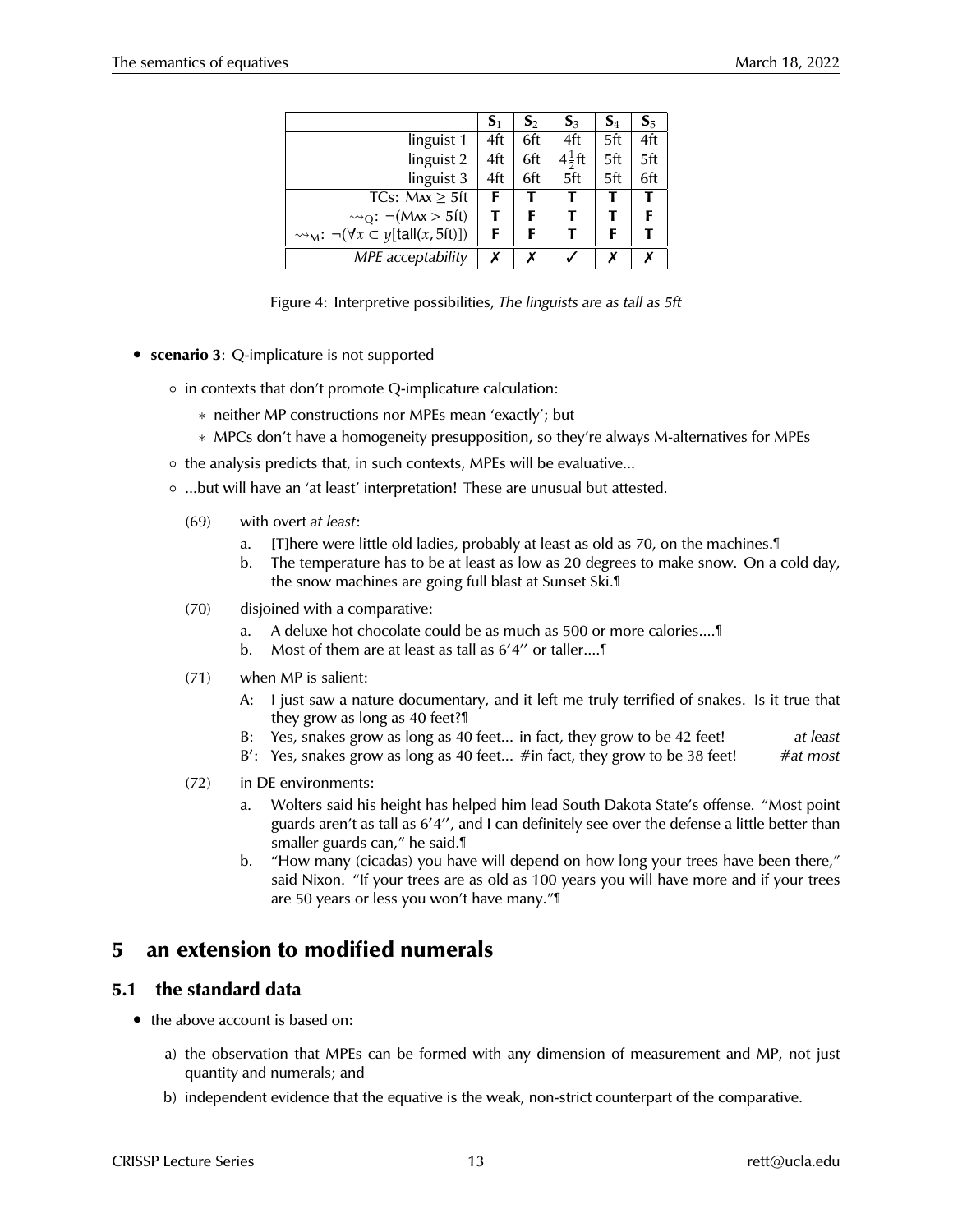|  | $\mathbf{S}_1$ | $\mathbf{S}_2$ | $\mathbf{S}_3$ | $\mathbf{S}_4$ | $\mathbf{S}_5$ |
|---|---|---|---|---|---|
| linguist 1 | 4ft | 6ft | 4ft | 5ft | 4ft |
| linguist 2 | 4ft | 6ft | $4\frac{1}{2}$ft | 5ft | 5ft |
| linguist 3 | 4ft | 6ft | 5ft | 5ft | 6ft |
| TCs: $\text{MAX} \geq 5\text{ft}$ | **F** | **T** | **T** | **T** | **T** |
| $\rightsquigarrow_Q$: $\neg(\text{MAX} > 5\text{ft})$ | **T** | **F** | **T** | **T** | **F** |
| $\rightsquigarrow_M$: $\neg(\forall x \subset y[\text{tall}(x, 5\text{ft})])$ | **F** | **F** | **T** | **F** | **T** |
| *MPE acceptability* | ✗ | ✗ | ✓ | ✗ | ✗ |

Figure 4: Interpretive possibilities, *The linguists are as tall as 5ft*

- **scenario 3**: Q-implicature is not supported
  - in contexts that don't promote Q-implicature calculation:
    - neither MP constructions nor MPEs mean 'exactly'; but
    - MPCs don't have a homogeneity presupposition, so they're always M-alternatives for MPEs
  - the analysis predicts that, in such contexts, MPEs will be evaluative...
  - ...but will have an 'at least' interpretation! These are unusual but attested.

(69) with overt *at least*:

a. [T]here were little old ladies, probably at least as old as 70, on the machines.¶

b. The temperature has to be at least as low as 20 degrees to make snow. On a cold day, the snow machines are going full blast at Sunset Ski.¶

(70) disjoined with a comparative:

a. A deluxe hot chocolate could be as much as 500 or more calories....¶

b. Most of them are at least as tall as 6′4″ or taller....¶

(71) when MP is salient:

A: I just saw a nature documentary, and it left me truly terrified of snakes. Is it true that they grow as long as 40 feet?¶

B: Yes, snakes grow as long as 40 feet... in fact, they grow to be 42 feet! *at least*

B′: Yes, snakes grow as long as 40 feet... #in fact, they grow to be 38 feet! *#at most*

(72) in DE environments:

a. Wolters said his height has helped him lead South Dakota State's offense. "Most point guards aren't as tall as 6′4″, and I can definitely see over the defense a little better than smaller guards can," he said.¶

b. "How many (cicadas) you have will depend on how long your trees have been there," said Nixon. "If your trees are as old as 100 years you will have more and if your trees are 50 years or less you won't have many."¶

# 5 an extension to modified numerals

## 5.1 the standard data

- the above account is based on:

a) the observation that MPEs can be formed with any dimension of measurement and MP, not just quantity and numerals; and

b) independent evidence that the equative is the weak, non-strict counterpart of the comparative.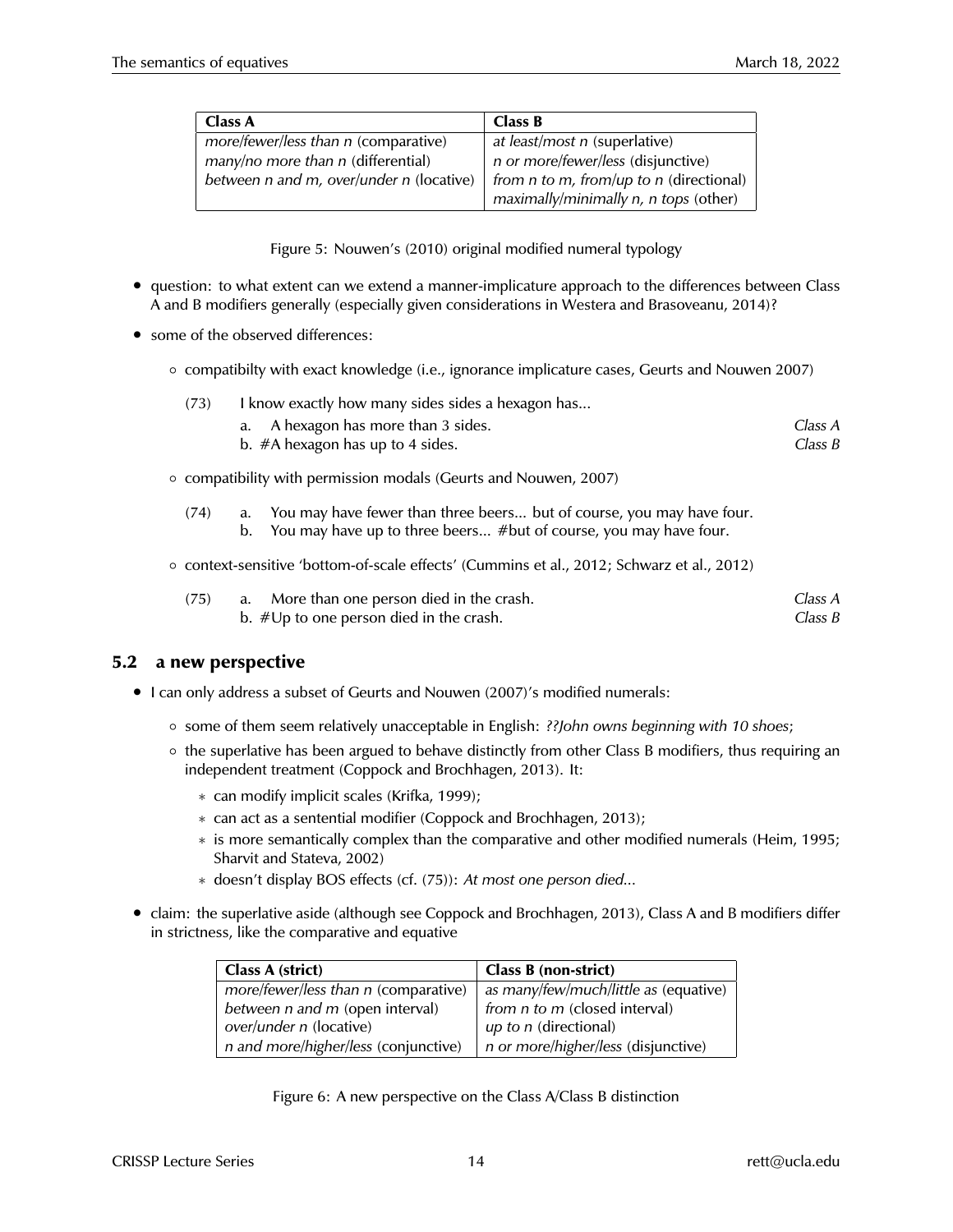| **Class A** | **Class B** |
|---|---|
| *more/fewer/less than n* (comparative) | *at least/most n* (superlative) |
| *many/no more than n* (differential) | *n or more/fewer/less* (disjunctive) |
| *between n and m, over/under n* (locative) | *from n to m, from/up to n* (directional) |
| | *maximally/minimally n, n tops* (other) |

Figure 5: Nouwen's (2010) original modified numeral typology

- question: to what extent can we extend a manner-implicature approach to the differences between Class A and B modifiers generally (especially given considerations in Westera and Brasoveanu, 2014)?
- some of the observed differences:
  - compatibilty with exact knowledge (i.e., ignorance implicature cases, Geurts and Nouwen 2007)

    (73) I know exactly how many sides sides a hexagon has...
    a. A hexagon has more than 3 sides. *Class A*
    b. #A hexagon has up to 4 sides. *Class B*

  - compatibility with permission modals (Geurts and Nouwen, 2007)

    (74) a. You may have fewer than three beers... but of course, you may have four.
    b. You may have up to three beers... #but of course, you may have four.

  - context-sensitive 'bottom-of-scale effects' (Cummins et al., 2012; Schwarz et al., 2012)

    (75) a. More than one person died in the crash. *Class A*
    b. #Up to one person died in the crash. *Class B*

## 5.2 a new perspective

- I can only address a subset of Geurts and Nouwen (2007)'s modified numerals:
  - some of them seem relatively unacceptable in English: *??John owns beginning with 10 shoes*;
  - the superlative has been argued to behave distinctly from other Class B modifiers, thus requiring an independent treatment (Coppock and Brochhagen, 2013). It:
    - can modify implicit scales (Krifka, 1999);
    - can act as a sentential modifier (Coppock and Brochhagen, 2013);
    - is more semantically complex than the comparative and other modified numerals (Heim, 1995; Sharvit and Stateva, 2002)
    - doesn't display BOS effects (cf. (75)): *At most one person died...*
- claim: the superlative aside (although see Coppock and Brochhagen, 2013), Class A and B modifiers differ in strictness, like the comparative and equative

| **Class A (strict)** | **Class B (non-strict)** |
|---|---|
| *more/fewer/less than n* (comparative) | *as many/few/much/little as* (equative) |
| *between n and m* (open interval) | *from n to m* (closed interval) |
| *over/under n* (locative) | *up to n* (directional) |
| *n and more/higher/less* (conjunctive) | *n or more/higher/less* (disjunctive) |

Figure 6: A new perspective on the Class A/Class B distinction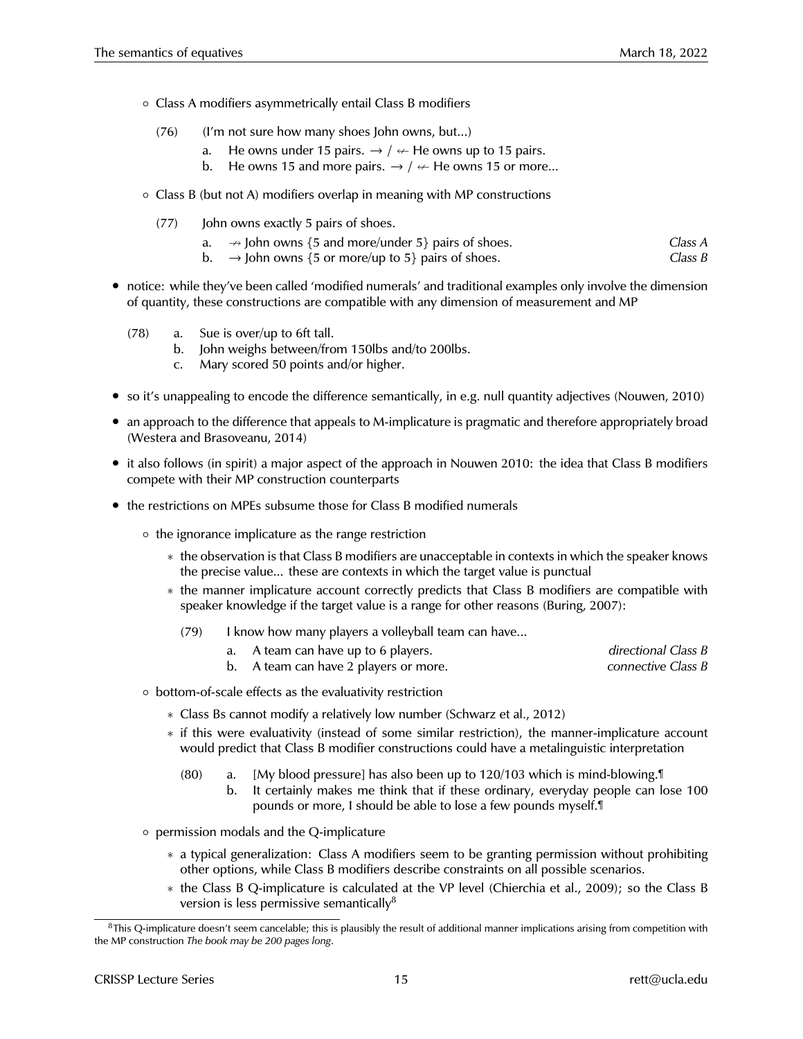- Class A modifiers asymmetrically entail Class B modifiers

  (76) (I'm not sure how many shoes John owns, but...)
    a. He owns under 15 pairs. $\rightarrow$ / $\not\leftarrow$ He owns up to 15 pairs.
    b. He owns 15 and more pairs. $\rightarrow$ / $\not\leftarrow$ He owns 15 or more...

- Class B (but not A) modifiers overlap in meaning with MP constructions

  (77) John owns exactly 5 pairs of shoes.
    a. $\not\rightarrow$ John owns {5 and more/under 5} pairs of shoes. *Class A*
    b. $\rightarrow$ John owns {5 or more/up to 5} pairs of shoes. *Class B*

- notice: while they've been called 'modified numerals' and traditional examples only involve the dimension of quantity, these constructions are compatible with any dimension of measurement and MP

  (78) a. Sue is over/up to 6ft tall.
    b. John weighs between/from 150lbs and/to 200lbs.
    c. Mary scored 50 points and/or higher.

- so it's unappealing to encode the difference semantically, in e.g. null quantity adjectives (Nouwen, 2010)
- an approach to the difference that appeals to M-implicature is pragmatic and therefore appropriately broad (Westera and Brasoveanu, 2014)
- it also follows (in spirit) a major aspect of the approach in Nouwen 2010: the idea that Class B modifiers compete with their MP construction counterparts
- the restrictions on MPEs subsume those for Class B modified numerals
  - the ignorance implicature as the range restriction
    - the observation is that Class B modifiers are unacceptable in contexts in which the speaker knows the precise value... these are contexts in which the target value is punctual
    - the manner implicature account correctly predicts that Class B modifiers are compatible with speaker knowledge if the target value is a range for other reasons (Buring, 2007):

      (79) I know how many players a volleyball team can have...
        a. A team can have up to 6 players. *directional Class B*
        b. A team can have 2 players or more. *connective Class B*

  - bottom-of-scale effects as the evaluativity restriction
    - Class Bs cannot modify a relatively low number (Schwarz et al., 2012)
    - if this were evaluativity (instead of some similar restriction), the manner-implicature account would predict that Class B modifier constructions could have a metalinguistic interpretation

      (80) a. [My blood pressure] has also been up to 120/103 which is mind-blowing.¶
        b. It certainly makes me think that if these ordinary, everyday people can lose 100 pounds or more, I should be able to lose a few pounds myself.¶

  - permission modals and the Q-implicature
    - a typical generalization: Class A modifiers seem to be granting permission without prohibiting other options, while Class B modifiers describe constraints on all possible scenarios.
    - the Class B Q-implicature is calculated at the VP level (Chierchia et al., 2009); so the Class B version is less permissive semantically[8]

[8] This Q-implicature doesn't seem cancelable; this is plausibly the result of additional manner implications arising from competition with the MP construction *The book may be 200 pages long*.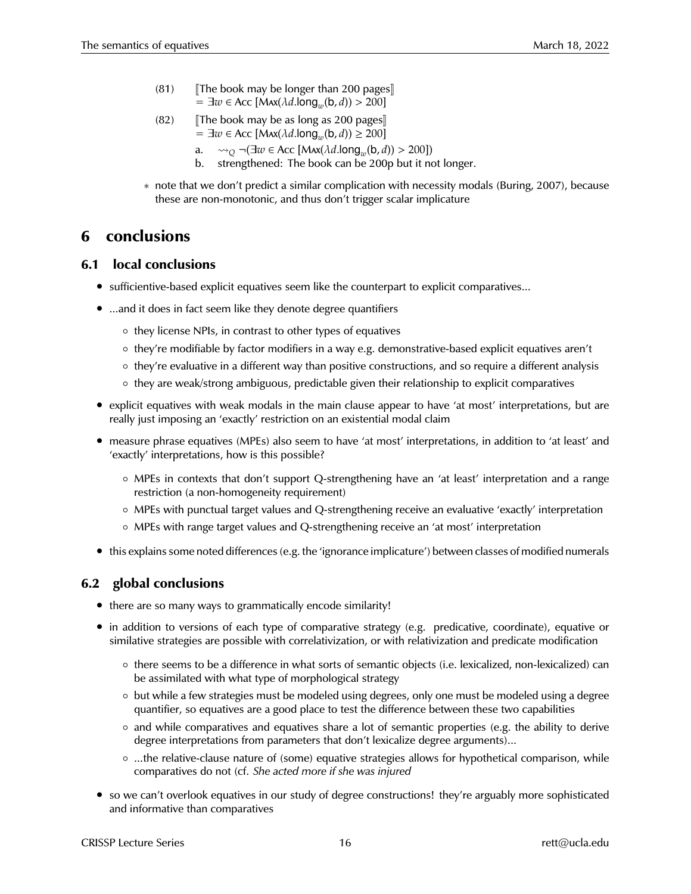(81) ⟦The book may be longer than 200 pages⟧
$= \exists w \in \text{Acc}\ [\textsc{Max}(\lambda d.\text{long}_w(\text{b}, d)) > 200]$

(82) ⟦The book may be as long as 200 pages⟧
$= \exists w \in \text{Acc}\ [\textsc{Max}(\lambda d.\text{long}_w(\text{b}, d)) \geq 200]$

a. $\rightsquigarrow_Q \neg(\exists w \in \text{Acc}\ [\textsc{Max}(\lambda d.\text{long}_w(\text{b}, d)) > 200])$

b. strengthened: The book can be 200p but it not longer.

∗ note that we don't predict a similar complication with necessity modals (Buring, 2007), because these are non-monotonic, and thus don't trigger scalar implicature

# 6 conclusions

## 6.1 local conclusions

- sufficientive-based explicit equatives seem like the counterpart to explicit comparatives...
- ...and it does in fact seem like they denote degree quantifiers
  - they license NPIs, in contrast to other types of equatives
  - they're modifiable by factor modifiers in a way e.g. demonstrative-based explicit equatives aren't
  - they're evaluative in a different way than positive constructions, and so require a different analysis
  - they are weak/strong ambiguous, predictable given their relationship to explicit comparatives
- explicit equatives with weak modals in the main clause appear to have 'at most' interpretations, but are really just imposing an 'exactly' restriction on an existential modal claim
- measure phrase equatives (MPEs) also seem to have 'at most' interpretations, in addition to 'at least' and 'exactly' interpretations, how is this possible?
  - MPEs in contexts that don't support Q-strengthening have an 'at least' interpretation and a range restriction (a non-homogeneity requirement)
  - MPEs with punctual target values and Q-strengthening receive an evaluative 'exactly' interpretation
  - MPEs with range target values and Q-strengthening receive an 'at most' interpretation
- this explains some noted differences (e.g. the 'ignorance implicature') between classes of modified numerals

## 6.2 global conclusions

- there are so many ways to grammatically encode similarity!
- in addition to versions of each type of comparative strategy (e.g. predicative, coordinate), equative or similative strategies are possible with correlativization, or with relativization and predicate modification
  - there seems to be a difference in what sorts of semantic objects (i.e. lexicalized, non-lexicalized) can be assimilated with what type of morphological strategy
  - but while a few strategies must be modeled using degrees, only one must be modeled using a degree quantifier, so equatives are a good place to test the difference between these two capabilities
  - and while comparatives and equatives share a lot of semantic properties (e.g. the ability to derive degree interpretations from parameters that don't lexicalize degree arguments)...
  - ...the relative-clause nature of (some) equative strategies allows for hypothetical comparison, while comparatives do not (cf. *She acted more if she was injured*
- so we can't overlook equatives in our study of degree constructions! they're arguably more sophisticated and informative than comparatives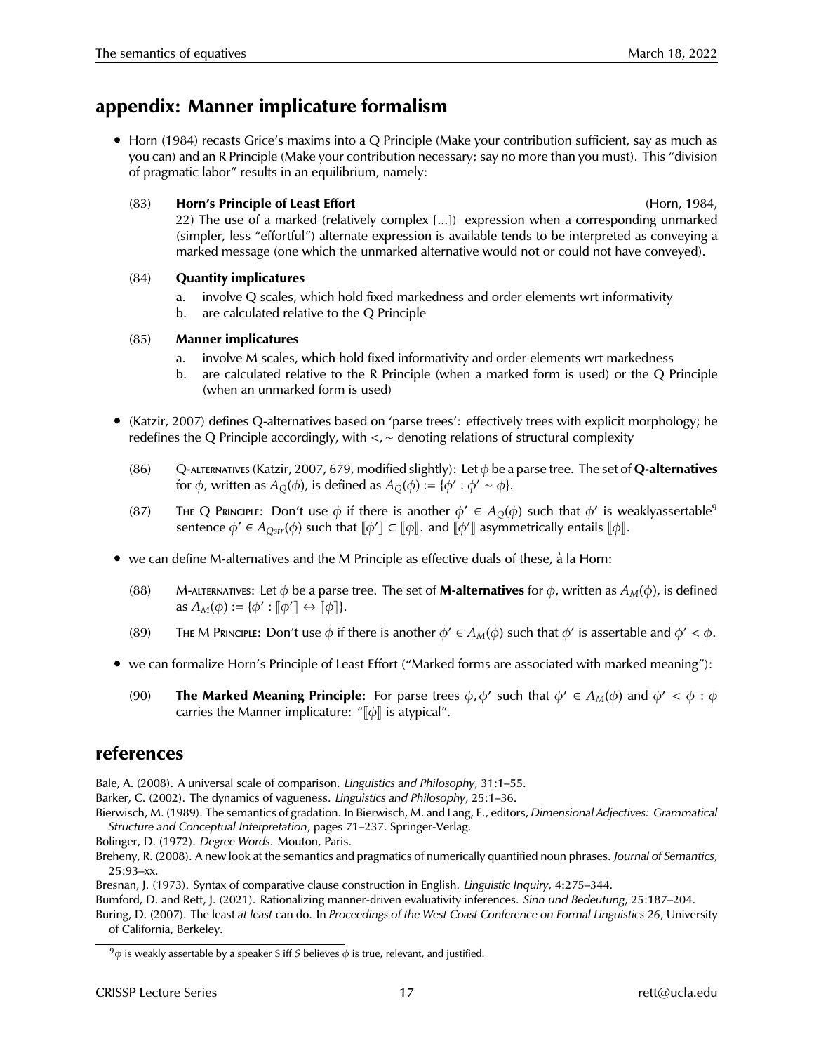## appendix: Manner implicature formalism

- Horn (1984) recasts Grice's maxims into a Q Principle (Make your contribution sufficient, say as much as you can) and an R Principle (Make your contribution necessary; say no more than you must). This "division of pragmatic labor" results in an equilibrium, namely:

(83) **Horn's Principle of Least Effort** (Horn, 1984, 22) The use of a marked (relatively complex [...]) expression when a corresponding unmarked (simpler, less "effortful") alternate expression is available tends to be interpreted as conveying a marked message (one which the unmarked alternative would not or could not have conveyed).

(84) **Quantity implicatures**

a. involve Q scales, which hold fixed markedness and order elements wrt informativity
b. are calculated relative to the Q Principle

(85) **Manner implicatures**

a. involve M scales, which hold fixed informativity and order elements wrt markedness
b. are calculated relative to the R Principle (when a marked form is used) or the Q Principle (when an unmarked form is used)

- (Katzir, 2007) defines Q-alternatives based on 'parse trees': effectively trees with explicit morphology; he redefines the Q Principle accordingly, with $<, \sim$ denoting relations of structural complexity

(86) Q-ALTERNATIVES (Katzir, 2007, 679, modified slightly): Let $\phi$ be a parse tree. The set of **Q-alternatives** for $\phi$, written as $A_Q(\phi)$, is defined as $A_Q(\phi) := \{\phi' : \phi' \sim \phi\}$.

(87) THE Q PRINCIPLE: Don't use $\phi$ if there is another $\phi' \in A_Q(\phi)$ such that $\phi'$ is weaklyassertable[9] sentence $\phi' \in A_{Qstr}(\phi)$ such that $[\![\phi']\!] \subset [\![\phi]\!]$. and $[\![\phi']\!]$ asymmetrically entails $[\![\phi]\!]$.

- we can define M-alternatives and the M Principle as effective duals of these, à la Horn:

(88) M-ALTERNATIVES: Let $\phi$ be a parse tree. The set of **M-alternatives** for $\phi$, written as $A_M(\phi)$, is defined as $A_M(\phi) := \{\phi' : [\![\phi']\!] \leftrightarrow [\![\phi]\!]\}$.

(89) THE M PRINCIPLE: Don't use $\phi$ if there is another $\phi' \in A_M(\phi)$ such that $\phi'$ is assertable and $\phi' < \phi$.

- we can formalize Horn's Principle of Least Effort ("Marked forms are associated with marked meaning"):

(90) **The Marked Meaning Principle**: For parse trees $\phi, \phi'$ such that $\phi' \in A_M(\phi)$ and $\phi' < \phi$ : $\phi$ carries the Manner implicature: "$[\![\phi]\!]$ is atypical".

## references

Bale, A. (2008). A universal scale of comparison. *Linguistics and Philosophy*, 31:1–55.

Barker, C. (2002). The dynamics of vagueness. *Linguistics and Philosophy*, 25:1–36.

Bierwisch, M. (1989). The semantics of gradation. In Bierwisch, M. and Lang, E., editors, *Dimensional Adjectives: Grammatical Structure and Conceptual Interpretation*, pages 71–237. Springer-Verlag.

Bolinger, D. (1972). *Degree Words*. Mouton, Paris.

Breheny, R. (2008). A new look at the semantics and pragmatics of numerically quantified noun phrases. *Journal of Semantics*, 25:93–xx.

Bresnan, J. (1973). Syntax of comparative clause construction in English. *Linguistic Inquiry*, 4:275–344.

Bumford, D. and Rett, J. (2021). Rationalizing manner-driven evaluativity inferences. *Sinn und Bedeutung*, 25:187–204.

Buring, D. (2007). The least *at least* can do. In *Proceedings of the West Coast Conference on Formal Linguistics 26*, University of California, Berkeley.

[9] $\phi$ is weakly assertable by a speaker S iff *S* believes $\phi$ is true, relevant, and justified.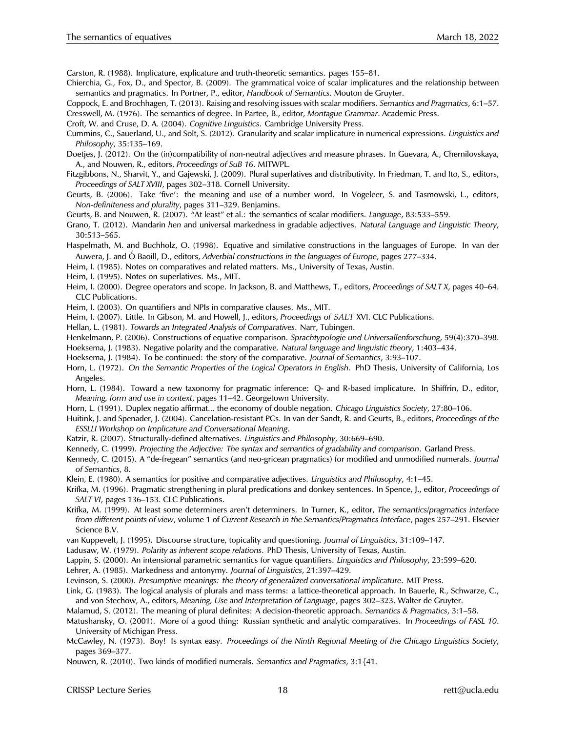Carston, R. (1988). Implicature, explicature and truth-theoretic semantics. pages 155–81.

Chierchia, G., Fox, D., and Spector, B. (2009). The grammatical voice of scalar implicatures and the relationship between semantics and pragmatics. In Portner, P., editor, *Handbook of Semantics*. Mouton de Gruyter.

Coppock, E. and Brochhagen, T. (2013). Raising and resolving issues with scalar modifiers. *Semantics and Pragmatics*, 6:1–57.

Cresswell, M. (1976). The semantics of degree. In Partee, B., editor, *Montague Grammar*. Academic Press.

Croft, W. and Cruse, D. A. (2004). *Cognitive Linguistics*. Cambridge University Press.

Cummins, C., Sauerland, U., and Solt, S. (2012). Granularity and scalar implicature in numerical expressions. *Linguistics and Philosophy*, 35:135–169.

Doetjes, J. (2012). On the (in)compatibility of non-neutral adjectives and measure phrases. In Guevara, A., Chernilovskaya, A., and Nouwen, R., editors, *Proceedings of SuB 16*. MITWPL.

Fitzgibbons, N., Sharvit, Y., and Gajewski, J. (2009). Plural superlatives and distributivity. In Friedman, T. and Ito, S., editors, *Proceedings of SALT XVIII*, pages 302–318. Cornell University.

Geurts, B. (2006). Take 'five': the meaning and use of a number word. In Vogeleer, S. and Tasmowski, L., editors, *Non-definiteness and plurality*, pages 311–329. Benjamins.

Geurts, B. and Nouwen, R. (2007). "At least" et al.: the semantics of scalar modifiers. *Language*, 83:533–559.

Grano, T. (2012). Mandarin *hen* and universal markedness in gradable adjectives. *Natural Language and Linguistic Theory*, 30:513–565.

Haspelmath, M. and Buchholz, O. (1998). Equative and similative constructions in the languages of Europe. In van der Auwera, J. and Ó Baoill, D., editors, *Adverbial constructions in the languages of Europe*, pages 277–334.

Heim, I. (1985). Notes on comparatives and related matters. Ms., University of Texas, Austin.

Heim, I. (1995). Notes on superlatives. Ms., MIT.

Heim, I. (2000). Degree operators and scope. In Jackson, B. and Matthews, T., editors, *Proceedings of SALT X*, pages 40–64. CLC Publications.

Heim, I. (2003). On quantifiers and NPIs in comparative clauses. Ms., MIT.

Heim, I. (2007). Little. In Gibson, M. and Howell, J., editors, *Proceedings of SALT* XVI. CLC Publications.

Hellan, L. (1981). *Towards an Integrated Analysis of Comparatives*. Narr, Tubingen.

Henkelmann, P. (2006). Constructions of equative comparison. *Sprachtypologie und Universallenforschung*, 59(4):370–398.

Hoeksema, J. (1983). Negative polarity and the comparative. *Natural language and linguistic theory*, 1:403–434.

Hoeksema, J. (1984). To be continued: the story of the comparative. *Journal of Semantics*, 3:93–107.

Horn, L. (1972). *On the Semantic Properties of the Logical Operators in English*. PhD Thesis, University of California, Los Angeles.

Horn, L. (1984). Toward a new taxonomy for pragmatic inference: Q- and R-based implicature. In Shiffrin, D., editor, *Meaning, form and use in context*, pages 11–42. Georgetown University.

Horn, L. (1991). Duplex negatio affirmat... the economy of double negation. *Chicago Linguistics Society*, 27:80–106.

Huitink, J. and Spenader, J. (2004). Cancelation-resistant PCs. In van der Sandt, R. and Geurts, B., editors, *Proceedings of the ESSLLI Workshop on Implicature and Conversational Meaning*.

Katzir, R. (2007). Structurally-defined alternatives. *Linguistics and Philosophy*, 30:669–690.

Kennedy, C. (1999). *Projecting the Adjective: The syntax and semantics of gradability and comparison*. Garland Press.

Kennedy, C. (2015). A "de-fregean" semantics (and neo-gricean pragmatics) for modified and unmodified numerals. *Journal of Semantics*, 8.

Klein, E. (1980). A semantics for positive and comparative adjectives. *Linguistics and Philosophy*, 4:1–45.

Krifka, M. (1996). Pragmatic strengthening in plural predications and donkey sentences. In Spence, J., editor, *Proceedings of SALT VI*, pages 136–153. CLC Publications.

Krifka, M. (1999). At least some determiners aren't determiners. In Turner, K., editor, *The semantics/pragmatics interface from different points of view*, volume 1 of *Current Research in the Semantics/Pragmatics Interface*, pages 257–291. Elsevier Science B.V.

van Kuppevelt, J. (1995). Discourse structure, topicality and questioning. *Journal of Linguistics*, 31:109–147.

Ladusaw, W. (1979). *Polarity as inherent scope relations*. PhD Thesis, University of Texas, Austin.

Lappin, S. (2000). An intensional parametric semantics for vague quantifiers. *Linguistics and Philosophy*, 23:599–620.

Lehrer, A. (1985). Markedness and antonymy. *Journal of Linguistics*, 21:397–429.

Levinson, S. (2000). *Presumptive meanings: the theory of generalized conversational implicature*. MIT Press.

Link, G. (1983). The logical analysis of plurals and mass terms: a lattice-theoretical approach. In Bauerle, R., Schwarze, C., and von Stechow, A., editors, *Meaning, Use and Interpretation of Language*, pages 302–323. Walter de Gruyter.

Malamud, S. (2012). The meaning of plural definites: A decision-theoretic approach. *Semantics & Pragmatics*, 3:1–58.

Matushansky, O. (2001). More of a good thing: Russian synthetic and analytic comparatives. In *Proceedings of FASL 10*. University of Michigan Press.

McCawley, N. (1973). Boy! Is syntax easy. *Proceedings of the Ninth Regional Meeting of the Chicago Linguistics Society*, pages 369–377.

Nouwen, R. (2010). Two kinds of modified numerals. *Semantics and Pragmatics*, 3:1{41.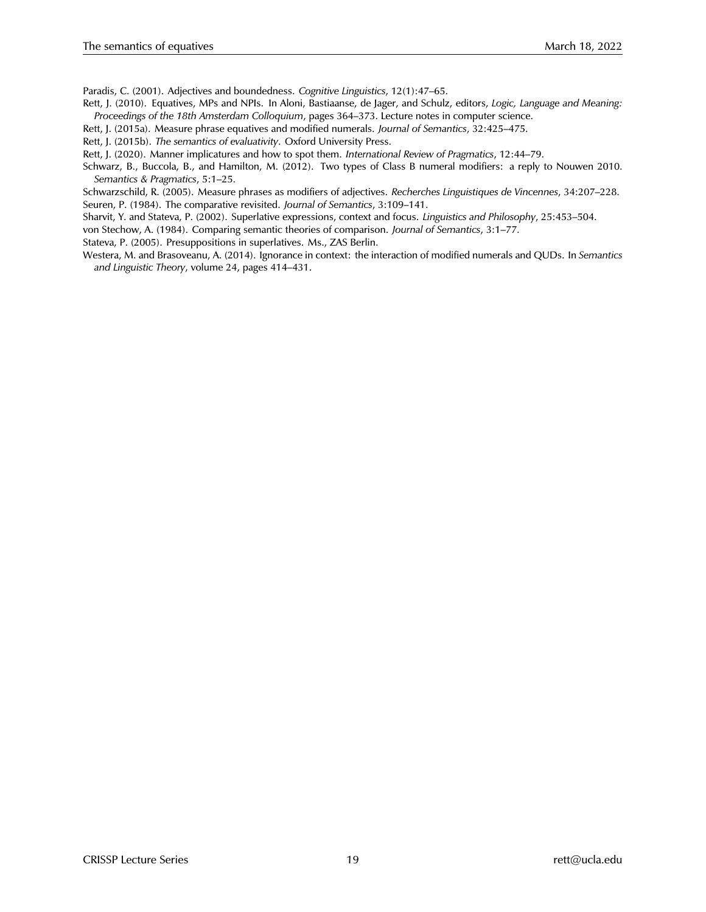Paradis, C. (2001). Adjectives and boundedness. *Cognitive Linguistics*, 12(1):47–65.

Rett, J. (2010). Equatives, MPs and NPIs. In Aloni, Bastiaanse, de Jager, and Schulz, editors, *Logic, Language and Meaning: Proceedings of the 18th Amsterdam Colloquium*, pages 364–373. Lecture notes in computer science.

Rett, J. (2015a). Measure phrase equatives and modified numerals. *Journal of Semantics*, 32:425–475.

Rett, J. (2015b). *The semantics of evaluativity*. Oxford University Press.

Rett, J. (2020). Manner implicatures and how to spot them. *International Review of Pragmatics*, 12:44–79.

Schwarz, B., Buccola, B., and Hamilton, M. (2012). Two types of Class B numeral modifiers: a reply to Nouwen 2010. *Semantics & Pragmatics*, 5:1–25.

Schwarzschild, R. (2005). Measure phrases as modifiers of adjectives. *Recherches Linguistiques de Vincennes*, 34:207–228.

Seuren, P. (1984). The comparative revisited. *Journal of Semantics*, 3:109–141.

Sharvit, Y. and Stateva, P. (2002). Superlative expressions, context and focus. *Linguistics and Philosophy*, 25:453–504.

von Stechow, A. (1984). Comparing semantic theories of comparison. *Journal of Semantics*, 3:1–77.

Stateva, P. (2005). Presuppositions in superlatives. Ms., ZAS Berlin.

Westera, M. and Brasoveanu, A. (2014). Ignorance in context: the interaction of modified numerals and QUDs. In *Semantics and Linguistic Theory*, volume 24, pages 414–431.